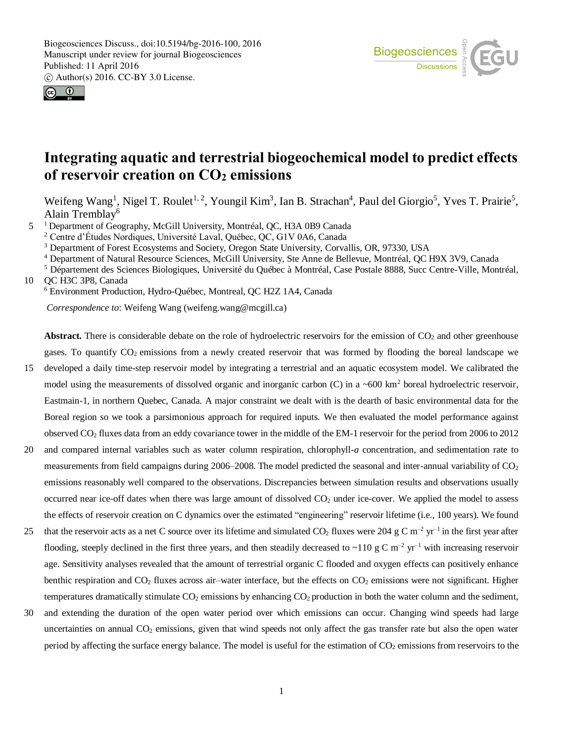# Integrating aquatic and terrestrial biogeochemical model to predict effects of reservoir creation on $CO_2$ emissions

Weifeng Wang[1], Nigel T. Roulet[1, 2], Youngil Kim[3], Ian B. Strachan[4], Paul del Giorgio[5], Yves T. Prairie[5], Alain Tremblay[6]

[1] Department of Geography, McGill University, Montréal, QC, H3A 0B9 Canada
[2] Centre d'Études Nordiques, Université Laval, Québec, QC, G1V 0A6, Canada
[3] Department of Forest Ecosystems and Society, Oregon State University, Corvallis, OR, 97330, USA
[4] Department of Natural Resource Sciences, McGill University, Ste Anne de Bellevue, Montréal, QC H9X 3V9, Canada
[5] Département des Sciences Biologiques, Université du Québec à Montréal, Case Postale 8888, Succ Centre-Ville, Montréal, QC H3C 3P8, Canada
[6] Environment Production, Hydro-Québec, Montreal, QC H2Z 1A4, Canada

*Correspondence to*: Weifeng Wang (weifeng.wang@mcgill.ca)

**Abstract.** There is considerable debate on the role of hydroelectric reservoirs for the emission of $CO_2$ and other greenhouse gases. To quantify $CO_2$ emissions from a newly created reservoir that was formed by flooding the boreal landscape we developed a daily time-step reservoir model by integrating a terrestrial and an aquatic ecosystem model. We calibrated the model using the measurements of dissolved organic and inorganic carbon (C) in a ~600 km$^2$ boreal hydroelectric reservoir, Eastmain-1, in northern Quebec, Canada. A major constraint we dealt with is the dearth of basic environmental data for the Boreal region so we took a parsimonious approach for required inputs. We then evaluated the model performance against observed $CO_2$ fluxes data from an eddy covariance tower in the middle of the EM-1 reservoir for the period from 2006 to 2012 and compared internal variables such as water column respiration, chlorophyll-*a* concentration, and sedimentation rate to measurements from field campaigns during 2006–2008. The model predicted the seasonal and inter-annual variability of $CO_2$ emissions reasonably well compared to the observations. Discrepancies between simulation results and observations usually occurred near ice-off dates when there was large amount of dissolved $CO_2$ under ice-cover. We applied the model to assess the effects of reservoir creation on C dynamics over the estimated "engineering" reservoir lifetime (i.e., 100 years). We found that the reservoir acts as a net C source over its lifetime and simulated $CO_2$ fluxes were 204 g C m$^{-2}$ yr$^{-1}$ in the first year after flooding, steeply declined in the first three years, and then steadily decreased to ~110 g C m$^{-2}$ yr$^{-1}$ with increasing reservoir age. Sensitivity analyses revealed that the amount of terrestrial organic C flooded and oxygen effects can positively enhance benthic respiration and $CO_2$ fluxes across air–water interface, but the effects on $CO_2$ emissions were not significant. Higher temperatures dramatically stimulate $CO_2$ emissions by enhancing $CO_2$ production in both the water column and the sediment, and extending the duration of the open water period over which emissions can occur. Changing wind speeds had large uncertainties on annual $CO_2$ emissions, given that wind speeds not only affect the gas transfer rate but also the open water period by affecting the surface energy balance. The model is useful for the estimation of $CO_2$ emissions from reservoirs to the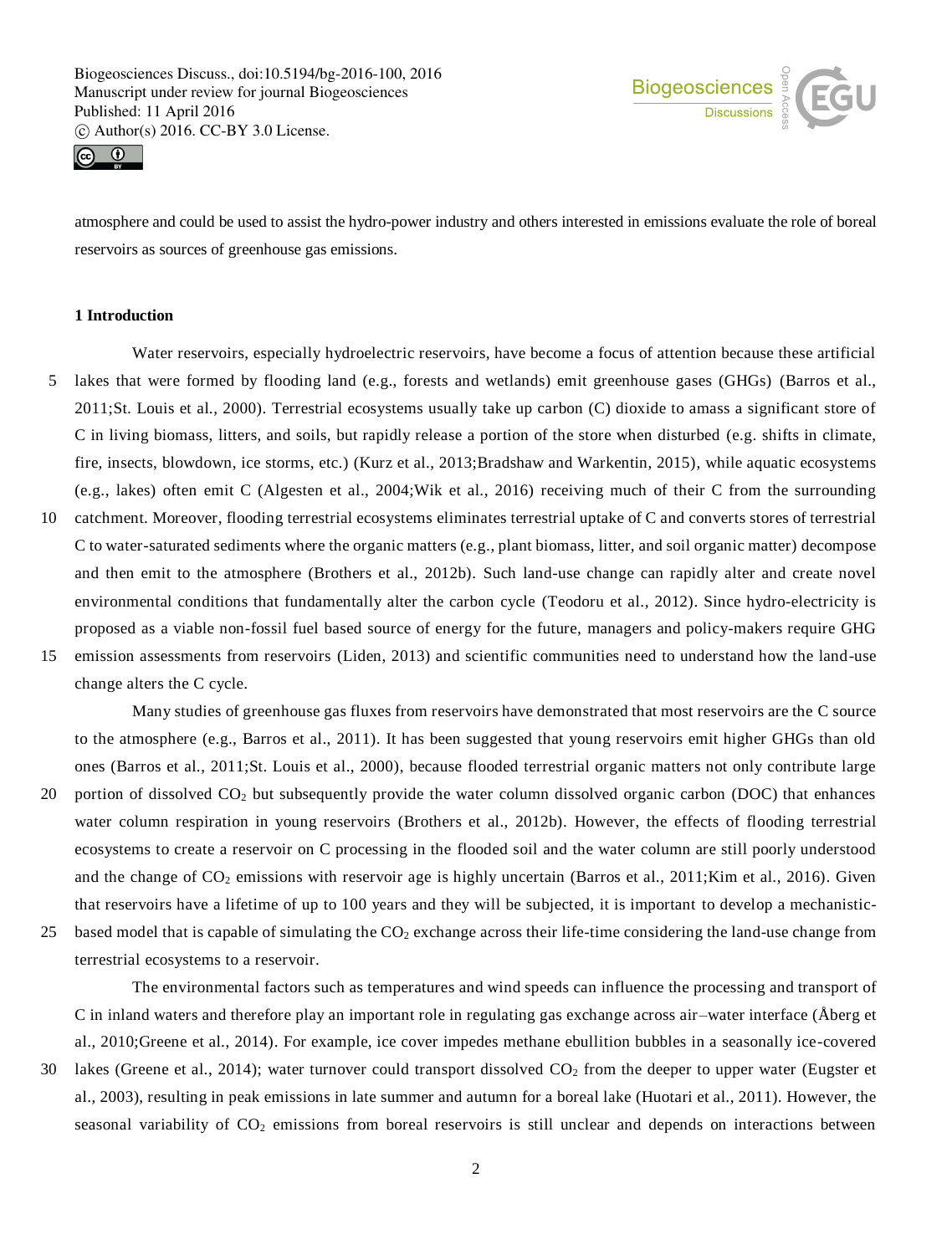atmosphere and could be used to assist the hydro-power industry and others interested in emissions evaluate the role of boreal reservoirs as sources of greenhouse gas emissions.

## 1 Introduction

Water reservoirs, especially hydroelectric reservoirs, have become a focus of attention because these artificial lakes that were formed by flooding land (e.g., forests and wetlands) emit greenhouse gases (GHGs) (Barros et al., 2011;St. Louis et al., 2000). Terrestrial ecosystems usually take up carbon (C) dioxide to amass a significant store of C in living biomass, litters, and soils, but rapidly release a portion of the store when disturbed (e.g. shifts in climate, fire, insects, blowdown, ice storms, etc.) (Kurz et al., 2013;Bradshaw and Warkentin, 2015), while aquatic ecosystems (e.g., lakes) often emit C (Algesten et al., 2004;Wik et al., 2016) receiving much of their C from the surrounding catchment. Moreover, flooding terrestrial ecosystems eliminates terrestrial uptake of C and converts stores of terrestrial C to water-saturated sediments where the organic matters (e.g., plant biomass, litter, and soil organic matter) decompose and then emit to the atmosphere (Brothers et al., 2012b). Such land-use change can rapidly alter and create novel environmental conditions that fundamentally alter the carbon cycle (Teodoru et al., 2012). Since hydro-electricity is proposed as a viable non-fossil fuel based source of energy for the future, managers and policy-makers require GHG emission assessments from reservoirs (Liden, 2013) and scientific communities need to understand how the land-use change alters the C cycle.

Many studies of greenhouse gas fluxes from reservoirs have demonstrated that most reservoirs are the C source to the atmosphere (e.g., Barros et al., 2011). It has been suggested that young reservoirs emit higher GHGs than old ones (Barros et al., 2011;St. Louis et al., 2000), because flooded terrestrial organic matters not only contribute large portion of dissolved $CO_2$ but subsequently provide the water column dissolved organic carbon (DOC) that enhances water column respiration in young reservoirs (Brothers et al., 2012b). However, the effects of flooding terrestrial ecosystems to create a reservoir on C processing in the flooded soil and the water column are still poorly understood and the change of $CO_2$ emissions with reservoir age is highly uncertain (Barros et al., 2011;Kim et al., 2016). Given that reservoirs have a lifetime of up to 100 years and they will be subjected, it is important to develop a mechanistic-based model that is capable of simulating the $CO_2$ exchange across their life-time considering the land-use change from terrestrial ecosystems to a reservoir.

The environmental factors such as temperatures and wind speeds can influence the processing and transport of C in inland waters and therefore play an important role in regulating gas exchange across air–water interface (Åberg et al., 2010;Greene et al., 2014). For example, ice cover impedes methane ebullition bubbles in a seasonally ice-covered lakes (Greene et al., 2014); water turnover could transport dissolved $CO_2$ from the deeper to upper water (Eugster et al., 2003), resulting in peak emissions in late summer and autumn for a boreal lake (Huotari et al., 2011). However, the seasonal variability of $CO_2$ emissions from boreal reservoirs is still unclear and depends on interactions between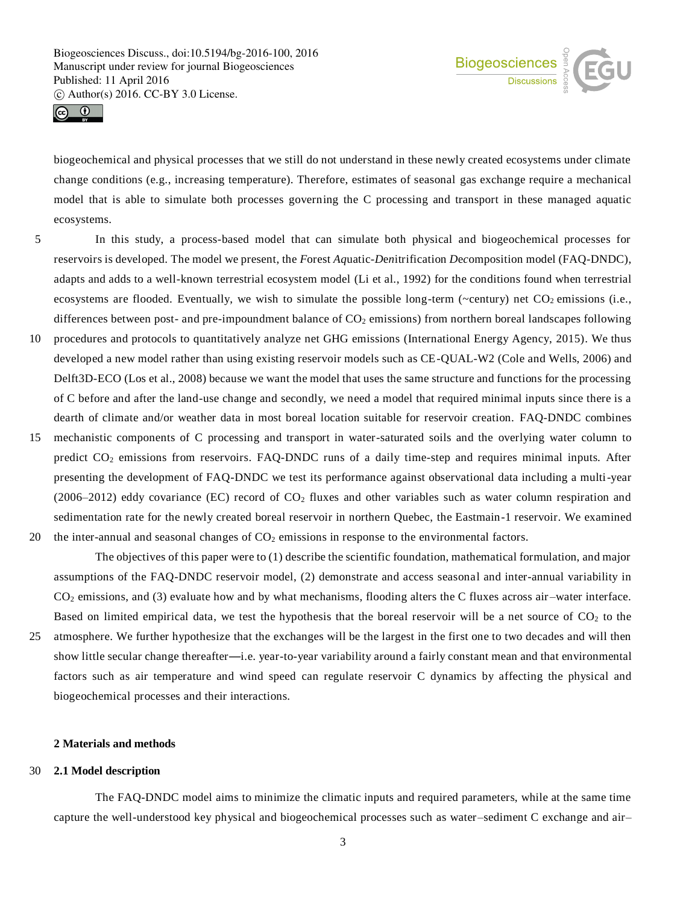biogeochemical and physical processes that we still do not understand in these newly created ecosystems under climate change conditions (e.g., increasing temperature). Therefore, estimates of seasonal gas exchange require a mechanical model that is able to simulate both processes governing the C processing and transport in these managed aquatic ecosystems.

In this study, a process-based model that can simulate both physical and biogeochemical processes for reservoirs is developed. The model we present, the *F*orest *Aq*uatic-*Den*itrification *Dec*omposition model (FAQ-DNDC), adapts and adds to a well-known terrestrial ecosystem model (Li et al., 1992) for the conditions found when terrestrial ecosystems are flooded. Eventually, we wish to simulate the possible long-term (~century) net $CO_2$ emissions (i.e., differences between post- and pre-impoundment balance of $CO_2$ emissions) from northern boreal landscapes following procedures and protocols to quantitatively analyze net GHG emissions (International Energy Agency, 2015). We thus developed a new model rather than using existing reservoir models such as CE-QUAL-W2 (Cole and Wells, 2006) and Delft3D-ECO (Los et al., 2008) because we want the model that uses the same structure and functions for the processing of C before and after the land-use change and secondly, we need a model that required minimal inputs since there is a dearth of climate and/or weather data in most boreal location suitable for reservoir creation. FAQ-DNDC combines mechanistic components of C processing and transport in water-saturated soils and the overlying water column to predict $CO_2$ emissions from reservoirs. FAQ-DNDC runs of a daily time-step and requires minimal inputs. After presenting the development of FAQ-DNDC we test its performance against observational data including a multi-year (2006–2012) eddy covariance (EC) record of $CO_2$ fluxes and other variables such as water column respiration and sedimentation rate for the newly created boreal reservoir in northern Quebec, the Eastmain-1 reservoir. We examined the inter-annual and seasonal changes of $CO_2$ emissions in response to the environmental factors.

The objectives of this paper were to (1) describe the scientific foundation, mathematical formulation, and major assumptions of the FAQ-DNDC reservoir model, (2) demonstrate and access seasonal and inter-annual variability in $CO_2$ emissions, and (3) evaluate how and by what mechanisms, flooding alters the C fluxes across air–water interface. Based on limited empirical data, we test the hypothesis that the boreal reservoir will be a net source of $CO_2$ to the atmosphere. We further hypothesize that the exchanges will be the largest in the first one to two decades and will then show little secular change thereafter—i.e. year-to-year variability around a fairly constant mean and that environmental factors such as air temperature and wind speed can regulate reservoir C dynamics by affecting the physical and biogeochemical processes and their interactions.

## 2 Materials and methods

### 2.1 Model description

The FAQ-DNDC model aims to minimize the climatic inputs and required parameters, while at the same time capture the well-understood key physical and biogeochemical processes such as water–sediment C exchange and air–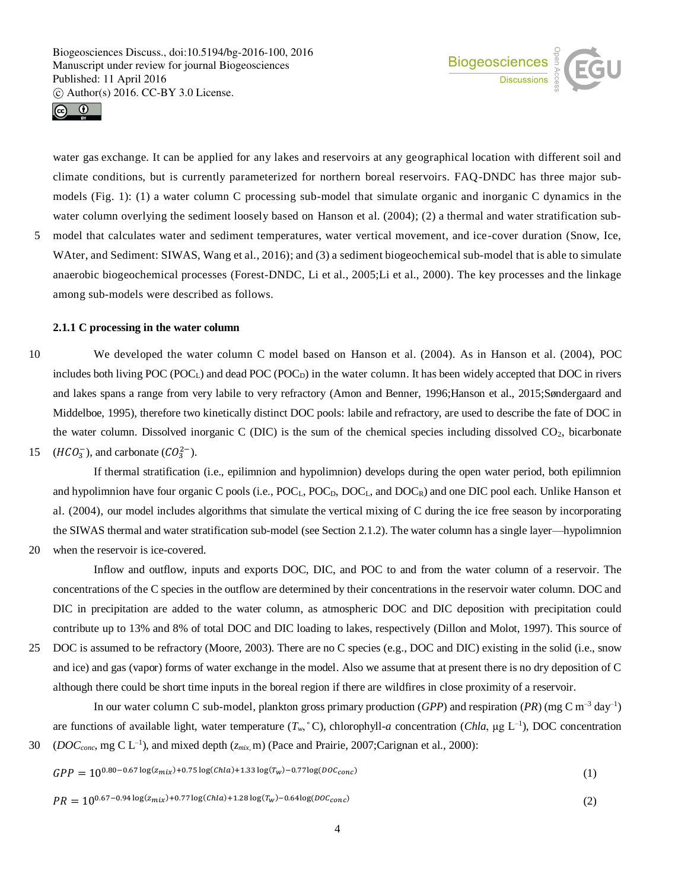water gas exchange. It can be applied for any lakes and reservoirs at any geographical location with different soil and climate conditions, but is currently parameterized for northern boreal reservoirs. FAQ-DNDC has three major sub-models (Fig. 1): (1) a water column C processing sub-model that simulate organic and inorganic C dynamics in the water column overlying the sediment loosely based on Hanson et al. (2004); (2) a thermal and water stratification sub-model that calculates water and sediment temperatures, water vertical movement, and ice-cover duration (Snow, Ice, WAter, and Sediment: SIWAS, Wang et al., 2016); and (3) a sediment biogeochemical sub-model that is able to simulate anaerobic biogeochemical processes (Forest-DNDC, Li et al., 2005;Li et al., 2000). The key processes and the linkage among sub-models were described as follows.

### 2.1.1 C processing in the water column

We developed the water column C model based on Hanson et al. (2004). As in Hanson et al. (2004), POC includes both living POC ($POC_L$) and dead POC ($POC_D$) in the water column. It has been widely accepted that DOC in rivers and lakes spans a range from very labile to very refractory (Amon and Benner, 1996;Hanson et al., 2015;Søndergaard and Middelboe, 1995), therefore two kinetically distinct DOC pools: labile and refractory, are used to describe the fate of DOC in the water column. Dissolved inorganic C (DIC) is the sum of the chemical species including dissolved $CO_2$, bicarbonate ($HCO_3^-$), and carbonate ($CO_3^{2-}$).

If thermal stratification (i.e., epilimnion and hypolimnion) develops during the open water period, both epilimnion and hypolimnion have four organic C pools (i.e., $POC_L$, $POC_D$, $DOC_L$, and $DOC_R$) and one DIC pool each. Unlike Hanson et al. (2004), our model includes algorithms that simulate the vertical mixing of C during the ice free season by incorporating the SIWAS thermal and water stratification sub-model (see Section 2.1.2). The water column has a single layer—hypolimnion when the reservoir is ice-covered.

Inflow and outflow, inputs and exports DOC, DIC, and POC to and from the water column of a reservoir. The concentrations of the C species in the outflow are determined by their concentrations in the reservoir water column. DOC and DIC in precipitation are added to the water column, as atmospheric DOC and DIC deposition with precipitation could contribute up to 13% and 8% of total DOC and DIC loading to lakes, respectively (Dillon and Molot, 1997). This source of DOC is assumed to be refractory (Moore, 2003). There are no C species (e.g., DOC and DIC) existing in the solid (i.e., snow and ice) and gas (vapor) forms of water exchange in the model. Also we assume that at present there is no dry deposition of C although there could be short time inputs in the boreal region if there are wildfires in close proximity of a reservoir.

In our water column C sub-model, plankton gross primary production (*GPP*) and respiration (*PR*) (mg C $m^{-3}$ $day^{-1}$) are functions of available light, water temperature ($T_w$, °C), chlorophyll-*a* concentration (*Chla*, μg $L^{-1}$), DOC concentration ($DOC_{conc}$, mg C $L^{-1}$), and mixed depth ($z_{mix}$, m) (Pace and Prairie, 2007;Carignan et al., 2000):

$$GPP = 10^{0.80-0.67\log(z_{mix})+0.75\log(Chla)+1.33\log(T_w)-0.77\log(DOC_{conc})} \quad (1)$$

$$PR = 10^{0.67-0.94\log(z_{mix})+0.77\log(Chla)+1.28\log(T_w)-0.64\log(DOC_{conc})} \quad (2)$$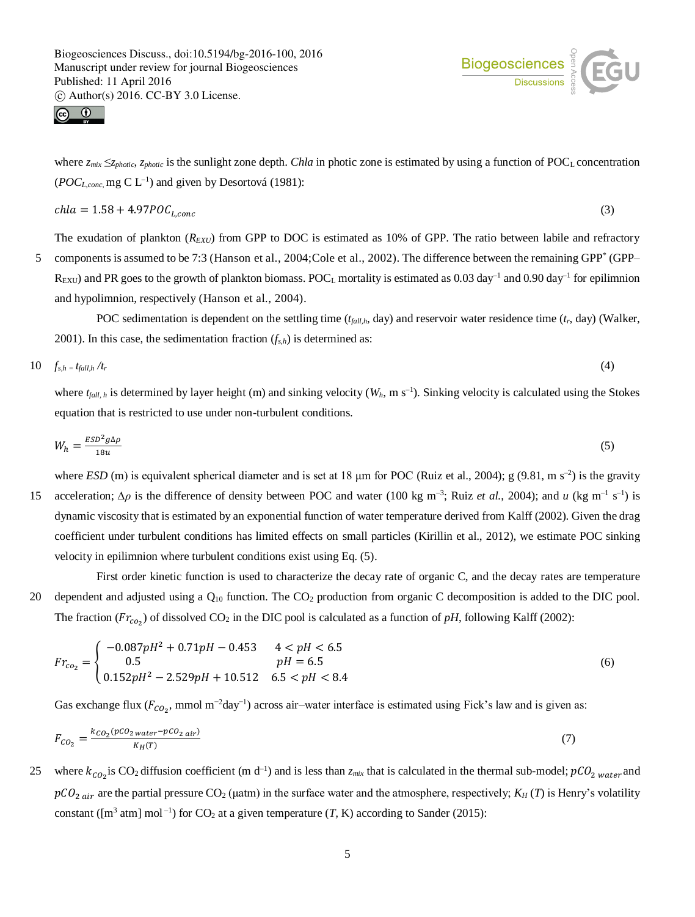where $z_{mix} \leq z_{photic}$, $z_{photic}$ is the sunlight zone depth. *Chla* in photic zone is estimated by using a function of $POC_L$ concentration ($POC_{L,conc}$, mg C $L^{-1}$) and given by Desortová (1981):

$$chla = 1.58 + 4.97POC_{L,conc} \tag{3}$$

The exudation of plankton ($R_{EXU}$) from GPP to DOC is estimated as 10% of GPP. The ratio between labile and refractory components is assumed to be 7:3 (Hanson et al., 2004;Cole et al., 2002). The difference between the remaining GPP* (GPP–$R_{EXU}$) and PR goes to the growth of plankton biomass. $POC_L$ mortality is estimated as 0.03 $day^{-1}$ and 0.90 $day^{-1}$ for epilimnion and hypolimnion, respectively (Hanson et al., 2004).

POC sedimentation is dependent on the settling time ($t_{fall,h}$, day) and reservoir water residence time ($t_r$, day) (Walker, 2001). In this case, the sedimentation fraction ($f_{s,h}$) is determined as:

$$f_{s,h} = t_{fall,h} / t_r \tag{4}$$

where $t_{fall,h}$ is determined by layer height (m) and sinking velocity ($W_h$, m $s^{-1}$). Sinking velocity is calculated using the Stokes equation that is restricted to use under non-turbulent conditions.

$$W_h = \frac{ESD^2 g \Delta\rho}{18u} \tag{5}$$

where *ESD* (m) is equivalent spherical diameter and is set at 18 μm for POC (Ruiz et al., 2004); g (9.81, m $s^{-2}$) is the gravity acceleration; $\Delta\rho$ is the difference of density between POC and water (100 kg $m^{-3}$; Ruiz *et al.*, 2004); and $u$ (kg $m^{-1}$ $s^{-1}$) is dynamic viscosity that is estimated by an exponential function of water temperature derived from Kalff (2002). Given the drag coefficient under turbulent conditions has limited effects on small particles (Kirillin et al., 2012), we estimate POC sinking velocity in epilimnion where turbulent conditions exist using Eq. (5).

First order kinetic function is used to characterize the decay rate of organic C, and the decay rates are temperature dependent and adjusted using a $Q_{10}$ function. The $CO_2$ production from organic C decomposition is added to the DIC pool. The fraction ($Fr_{co_2}$) of dissolved $CO_2$ in the DIC pool is calculated as a function of *pH*, following Kalff (2002):

$$Fr_{co_2} = \begin{cases} -0.087pH^2 + 0.71pH - 0.453 & 4 < pH < 6.5 \\ 0.5 & pH = 6.5 \\ 0.152pH^2 - 2.529pH + 10.512 & 6.5 < pH < 8.4 \end{cases} \tag{6}$$

Gas exchange flux ($F_{CO_2}$, mmol $m^{-2}day^{-1}$) across air–water interface is estimated using Fick's law and is given as:

$$F_{CO_2} = \frac{k_{CO_2}(pCO_{2\,water} - pCO_{2\,air})}{K_H(T)} \tag{7}$$

where $k_{CO_2}$ is $CO_2$ diffusion coefficient (m $d^{-1}$) and is less than $z_{mix}$ that is calculated in the thermal sub-model; $pCO_{2\,water}$ and $pCO_{2\,air}$ are the partial pressure $CO_2$ (μatm) in the surface water and the atmosphere, respectively; $K_H$ (*T*) is Henry's volatility constant ([$m^3$ atm] $mol^{-1}$) for $CO_2$ at a given temperature (*T*, K) according to Sander (2015):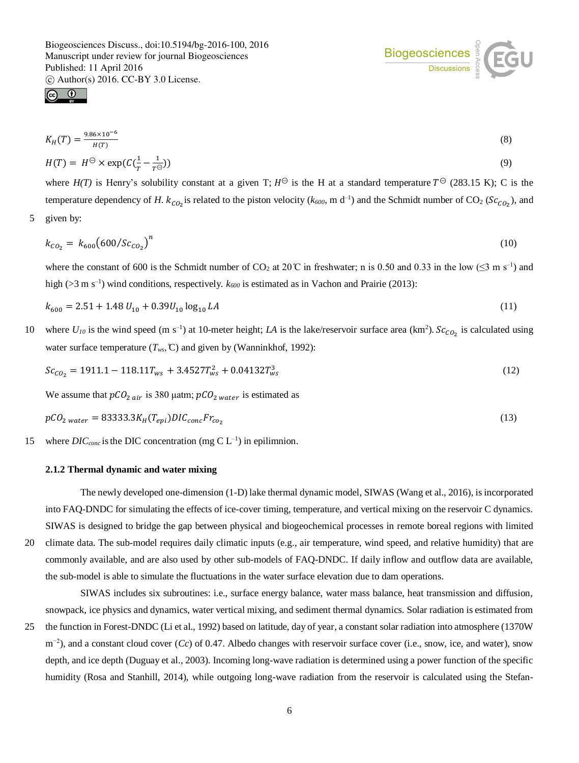$$K_H(T) = \frac{9.86\times10^{-6}}{H(T)} \tag{8}$$

$$H(T) = H^{\ominus} \times \exp(C(\frac{1}{T} - \frac{1}{T^{\ominus}})) \tag{9}$$

where *H(T)* is Henry's solubility constant at a given T; $H^{\ominus}$ is the H at a standard temperature $T^{\ominus}$ (283.15 K); C is the temperature dependency of *H*. $k_{CO_2}$ is related to the piston velocity ($k_{600}$, m d$^{-1}$) and the Schmidt number of $CO_2$ ($Sc_{CO_2}$), and given by:

$$k_{CO_2} = k_{600}(600/Sc_{CO_2})^n \tag{10}$$

where the constant of 600 is the Schmidt number of $CO_2$ at 20℃ in freshwater; n is 0.50 and 0.33 in the low (≤3 m s$^{-1}$) and high (>3 m s$^{-1}$) wind conditions, respectively. $k_{600}$ is estimated as in Vachon and Prairie (2013):

$$k_{600} = 2.51 + 1.48\, U_{10} + 0.39 U_{10} \log_{10} LA \tag{11}$$

where $U_{10}$ is the wind speed (m s$^{-1}$) at 10-meter height; *LA* is the lake/reservoir surface area (km$^2$). $Sc_{CO_2}$ is calculated using water surface temperature ($T_{ws}$,℃) and given by (Wanninkhof, 1992):

$$Sc_{CO_2} = 1911.1 - 118.11T_{ws} + 3.4527T_{ws}^2 + 0.04132T_{ws}^3 \tag{12}$$

We assume that $pCO_{2\,air}$ is 380 μatm; $pCO_{2\,water}$ is estimated as

$$pCO_{2\,water} = 83333.3K_H(T_{epi})DIC_{conc}Fr_{co_2} \tag{13}$$

where $DIC_{conc}$ is the DIC concentration (mg C L$^{-1}$) in epilimnion.

### 2.1.2 Thermal dynamic and water mixing

The newly developed one-dimension (1-D) lake thermal dynamic model, SIWAS (Wang et al., 2016), is incorporated into FAQ-DNDC for simulating the effects of ice-cover timing, temperature, and vertical mixing on the reservoir C dynamics. SIWAS is designed to bridge the gap between physical and biogeochemical processes in remote boreal regions with limited climate data. The sub-model requires daily climatic inputs (e.g., air temperature, wind speed, and relative humidity) that are commonly available, and are also used by other sub-models of FAQ-DNDC. If daily inflow and outflow data are available, the sub-model is able to simulate the fluctuations in the water surface elevation due to dam operations.

SIWAS includes six subroutines: i.e., surface energy balance, water mass balance, heat transmission and diffusion, snowpack, ice physics and dynamics, water vertical mixing, and sediment thermal dynamics. Solar radiation is estimated from the function in Forest-DNDC (Li et al., 1992) based on latitude, day of year, a constant solar radiation into atmosphere (1370W m$^{-2}$), and a constant cloud cover (*Cc*) of 0.47. Albedo changes with reservoir surface cover (i.e., snow, ice, and water), snow depth, and ice depth (Duguay et al., 2003). Incoming long-wave radiation is determined using a power function of the specific humidity (Rosa and Stanhill, 2014), while outgoing long-wave radiation from the reservoir is calculated using the Stefan-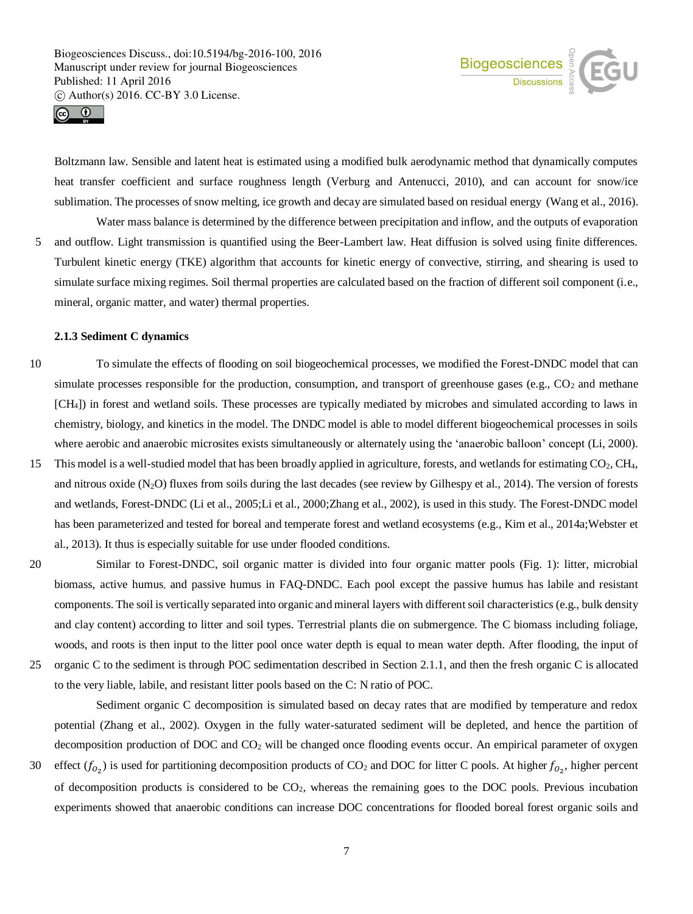Boltzmann law. Sensible and latent heat is estimated using a modified bulk aerodynamic method that dynamically computes heat transfer coefficient and surface roughness length (Verburg and Antenucci, 2010), and can account for snow/ice sublimation. The processes of snow melting, ice growth and decay are simulated based on residual energy (Wang et al., 2016).

Water mass balance is determined by the difference between precipitation and inflow, and the outputs of evaporation and outflow. Light transmission is quantified using the Beer-Lambert law. Heat diffusion is solved using finite differences. Turbulent kinetic energy (TKE) algorithm that accounts for kinetic energy of convective, stirring, and shearing is used to simulate surface mixing regimes. Soil thermal properties are calculated based on the fraction of different soil component (i.e., mineral, organic matter, and water) thermal properties.

### 2.1.3 Sediment C dynamics

To simulate the effects of flooding on soil biogeochemical processes, we modified the Forest-DNDC model that can simulate processes responsible for the production, consumption, and transport of greenhouse gases (e.g., $CO_2$ and methane [$CH_4$]) in forest and wetland soils. These processes are typically mediated by microbes and simulated according to laws in chemistry, biology, and kinetics in the model. The DNDC model is able to model different biogeochemical processes in soils where aerobic and anaerobic microsites exists simultaneously or alternately using the 'anaerobic balloon' concept (Li, 2000). This model is a well-studied model that has been broadly applied in agriculture, forests, and wetlands for estimating $CO_2$, $CH_4$, and nitrous oxide ($N_2O$) fluxes from soils during the last decades (see review by Gilhespy et al., 2014). The version of forests and wetlands, Forest-DNDC (Li et al., 2005;Li et al., 2000;Zhang et al., 2002), is used in this study. The Forest-DNDC model has been parameterized and tested for boreal and temperate forest and wetland ecosystems (e.g., Kim et al., 2014a;Webster et al., 2013). It thus is especially suitable for use under flooded conditions.

Similar to Forest-DNDC, soil organic matter is divided into four organic matter pools (Fig. 1): litter, microbial biomass, active humus, and passive humus in FAQ-DNDC. Each pool except the passive humus has labile and resistant components. The soil is vertically separated into organic and mineral layers with different soil characteristics (e.g., bulk density and clay content) according to litter and soil types. Terrestrial plants die on submergence. The C biomass including foliage, woods, and roots is then input to the litter pool once water depth is equal to mean water depth. After flooding, the input of organic C to the sediment is through POC sedimentation described in Section 2.1.1, and then the fresh organic C is allocated to the very liable, labile, and resistant litter pools based on the C: N ratio of POC.

Sediment organic C decomposition is simulated based on decay rates that are modified by temperature and redox potential (Zhang et al., 2002). Oxygen in the fully water-saturated sediment will be depleted, and hence the partition of decomposition production of DOC and $CO_2$ will be changed once flooding events occur. An empirical parameter of oxygen effect ($f_{O_2}$) is used for partitioning decomposition products of $CO_2$ and DOC for litter C pools. At higher $f_{O_2}$, higher percent of decomposition products is considered to be $CO_2$, whereas the remaining goes to the DOC pools. Previous incubation experiments showed that anaerobic conditions can increase DOC concentrations for flooded boreal forest organic soils and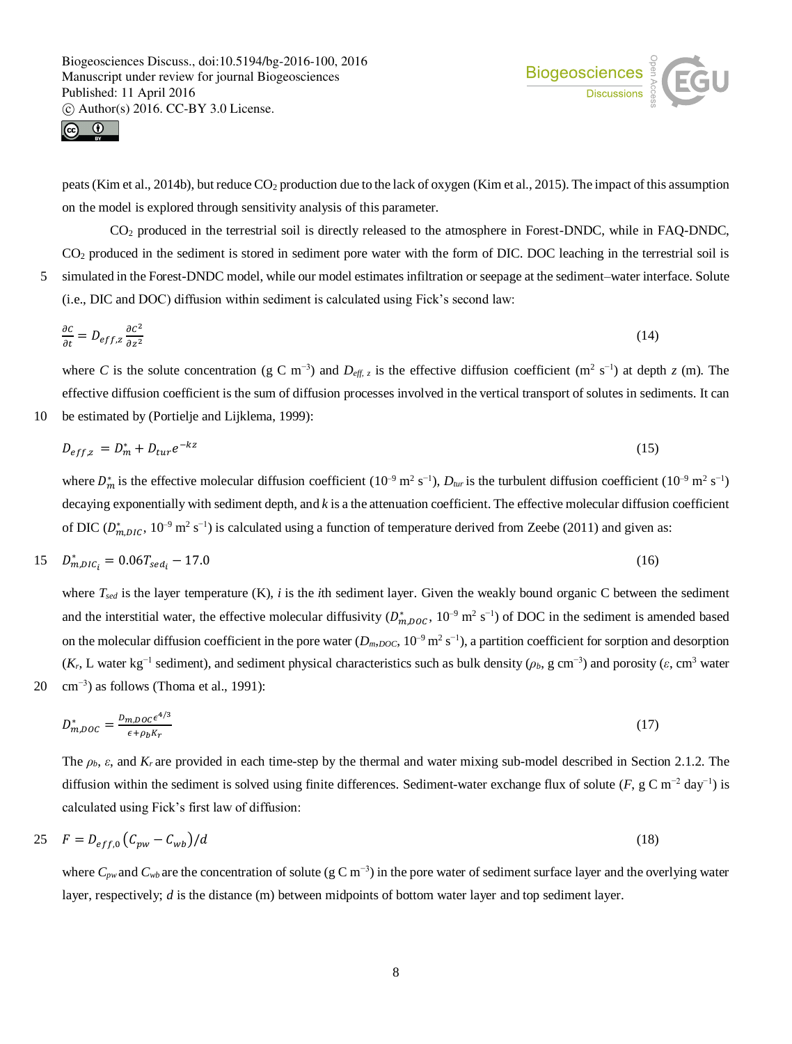peats (Kim et al., 2014b), but reduce $CO_2$ production due to the lack of oxygen (Kim et al., 2015). The impact of this assumption on the model is explored through sensitivity analysis of this parameter.

$CO_2$ produced in the terrestrial soil is directly released to the atmosphere in Forest-DNDC, while in FAQ-DNDC, $CO_2$ produced in the sediment is stored in sediment pore water with the form of DIC. DOC leaching in the terrestrial soil is simulated in the Forest-DNDC model, while our model estimates infiltration or seepage at the sediment–water interface. Solute (i.e., DIC and DOC) diffusion within sediment is calculated using Fick's second law:

$$\frac{\partial C}{\partial t} = D_{eff,z} \frac{\partial C^2}{\partial z^2} \tag{14}$$

where $C$ is the solute concentration (g C m$^{-3}$) and $D_{eff,\,z}$ is the effective diffusion coefficient (m$^2$ s$^{-1}$) at depth $z$ (m). The effective diffusion coefficient is the sum of diffusion processes involved in the vertical transport of solutes in sediments. It can be estimated by (Portielje and Lijklema, 1999):

$$D_{eff,z} = D_m^* + D_{tur} e^{-kz} \tag{15}$$

where $D_m^*$ is the effective molecular diffusion coefficient ($10^{-9}$ m$^2$ s$^{-1}$), $D_{tur}$ is the turbulent diffusion coefficient ($10^{-9}$ m$^2$ s$^{-1}$) decaying exponentially with sediment depth, and $k$ is a the attenuation coefficient. The effective molecular diffusion coefficient of DIC ($D_{m,DIC}^*$, $10^{-9}$ m$^2$ s$^{-1}$) is calculated using a function of temperature derived from Zeebe (2011) and given as:

$$D_{m,DIC_i}^* = 0.06 T_{sed_i} - 17.0 \tag{16}$$

where $T_{sed}$ is the layer temperature (K), $i$ is the $i$th sediment layer. Given the weakly bound organic C between the sediment and the interstitial water, the effective molecular diffusivity ($D_{m,DOC}^*$, $10^{-9}$ m$^2$ s$^{-1}$) of DOC in the sediment is amended based on the molecular diffusion coefficient in the pore water ($D_{m,DOC}$, $10^{-9}$ m$^2$ s$^{-1}$), a partition coefficient for sorption and desorption ($K_r$, L water kg$^{-1}$ sediment), and sediment physical characteristics such as bulk density ($\rho_b$, g cm$^{-3}$) and porosity ($\varepsilon$, cm$^3$ water cm$^{-3}$) as follows (Thoma et al., 1991):

$$D_{m,DOC}^* = \frac{D_{m,DOC}\,\epsilon^{4/3}}{\epsilon + \rho_b K_r} \tag{17}$$

The $\rho_b$, $\varepsilon$, and $K_r$ are provided in each time-step by the thermal and water mixing sub-model described in Section 2.1.2. The diffusion within the sediment is solved using finite differences. Sediment-water exchange flux of solute ($F$, g C m$^{-2}$ day$^{-1}$) is calculated using Fick's first law of diffusion:

$$F = D_{eff,0}\left(C_{pw} - C_{wb}\right)/d \tag{18}$$

where $C_{pw}$ and $C_{wb}$ are the concentration of solute (g C m$^{-3}$) in the pore water of sediment surface layer and the overlying water layer, respectively; $d$ is the distance (m) between midpoints of bottom water layer and top sediment layer.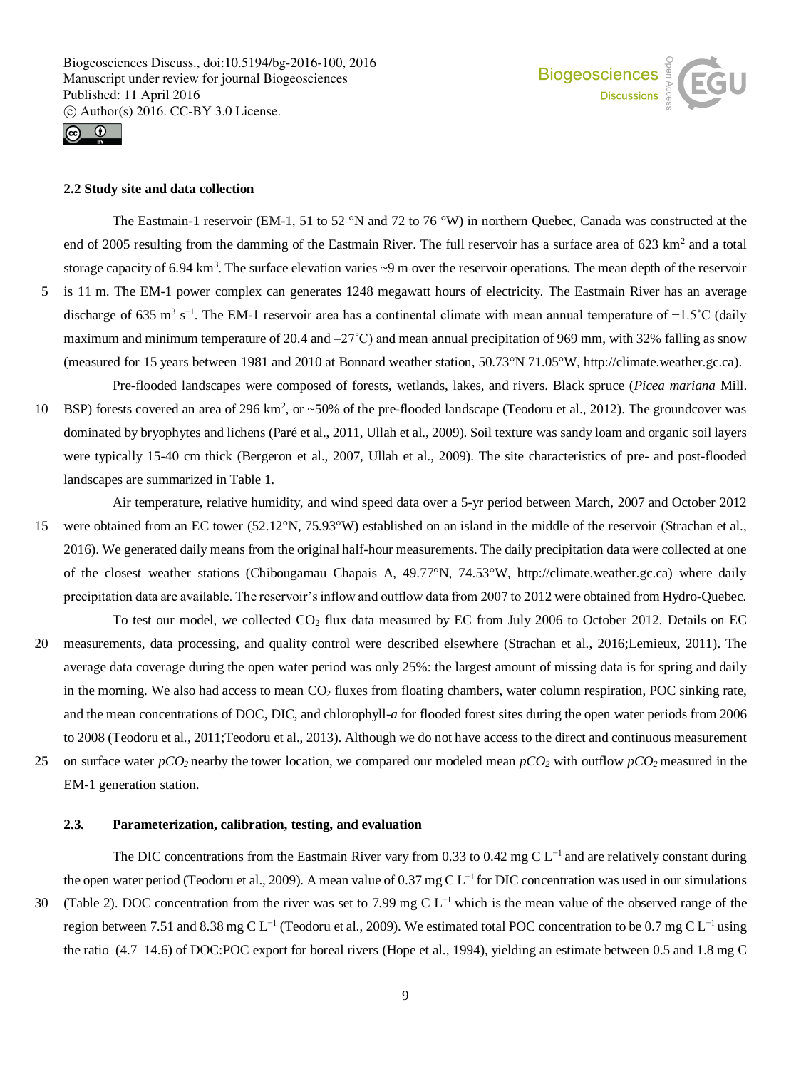### 2.2 Study site and data collection

The Eastmain-1 reservoir (EM-1, 51 to 52 °N and 72 to 76 °W) in northern Quebec, Canada was constructed at the end of 2005 resulting from the damming of the Eastmain River. The full reservoir has a surface area of 623 km$^2$ and a total storage capacity of 6.94 km$^3$. The surface elevation varies ~9 m over the reservoir operations. The mean depth of the reservoir is 11 m. The EM-1 power complex can generates 1248 megawatt hours of electricity. The Eastmain River has an average discharge of 635 m$^3$ s$^{-1}$. The EM-1 reservoir area has a continental climate with mean annual temperature of −1.5˚C (daily maximum and minimum temperature of 20.4 and –27˚C) and mean annual precipitation of 969 mm, with 32% falling as snow (measured for 15 years between 1981 and 2010 at Bonnard weather station, 50.73°N 71.05°W, http://climate.weather.gc.ca).

Pre-flooded landscapes were composed of forests, wetlands, lakes, and rivers. Black spruce (*Picea mariana* Mill. BSP) forests covered an area of 296 km$^2$, or ~50% of the pre-flooded landscape (Teodoru et al., 2012). The groundcover was dominated by bryophytes and lichens (Paré et al., 2011, Ullah et al., 2009). Soil texture was sandy loam and organic soil layers were typically 15-40 cm thick (Bergeron et al., 2007, Ullah et al., 2009). The site characteristics of pre- and post-flooded landscapes are summarized in Table 1.

Air temperature, relative humidity, and wind speed data over a 5-yr period between March, 2007 and October 2012 were obtained from an EC tower (52.12°N, 75.93°W) established on an island in the middle of the reservoir (Strachan et al., 2016). We generated daily means from the original half-hour measurements. The daily precipitation data were collected at one of the closest weather stations (Chibougamau Chapais A, 49.77°N, 74.53°W, http://climate.weather.gc.ca) where daily precipitation data are available. The reservoir's inflow and outflow data from 2007 to 2012 were obtained from Hydro-Quebec.

To test our model, we collected $CO_2$ flux data measured by EC from July 2006 to October 2012. Details on EC measurements, data processing, and quality control were described elsewhere (Strachan et al., 2016;Lemieux, 2011). The average data coverage during the open water period was only 25%: the largest amount of missing data is for spring and daily in the morning. We also had access to mean $CO_2$ fluxes from floating chambers, water column respiration, POC sinking rate, and the mean concentrations of DOC, DIC, and chlorophyll-*a* for flooded forest sites during the open water periods from 2006 to 2008 (Teodoru et al., 2011;Teodoru et al., 2013). Although we do not have access to the direct and continuous measurement on surface water $pCO_2$ nearby the tower location, we compared our modeled mean $pCO_2$ with outflow $pCO_2$ measured in the EM-1 generation station.

### 2.3. Parameterization, calibration, testing, and evaluation

The DIC concentrations from the Eastmain River vary from 0.33 to 0.42 mg C L$^{-1}$ and are relatively constant during the open water period (Teodoru et al., 2009). A mean value of 0.37 mg C L$^{-1}$ for DIC concentration was used in our simulations (Table 2). DOC concentration from the river was set to 7.99 mg C L$^{-1}$ which is the mean value of the observed range of the region between 7.51 and 8.38 mg C L$^{-1}$ (Teodoru et al., 2009). We estimated total POC concentration to be 0.7 mg C L$^{-1}$ using the ratio (4.7–14.6) of DOC:POC export for boreal rivers (Hope et al., 1994), yielding an estimate between 0.5 and 1.8 mg C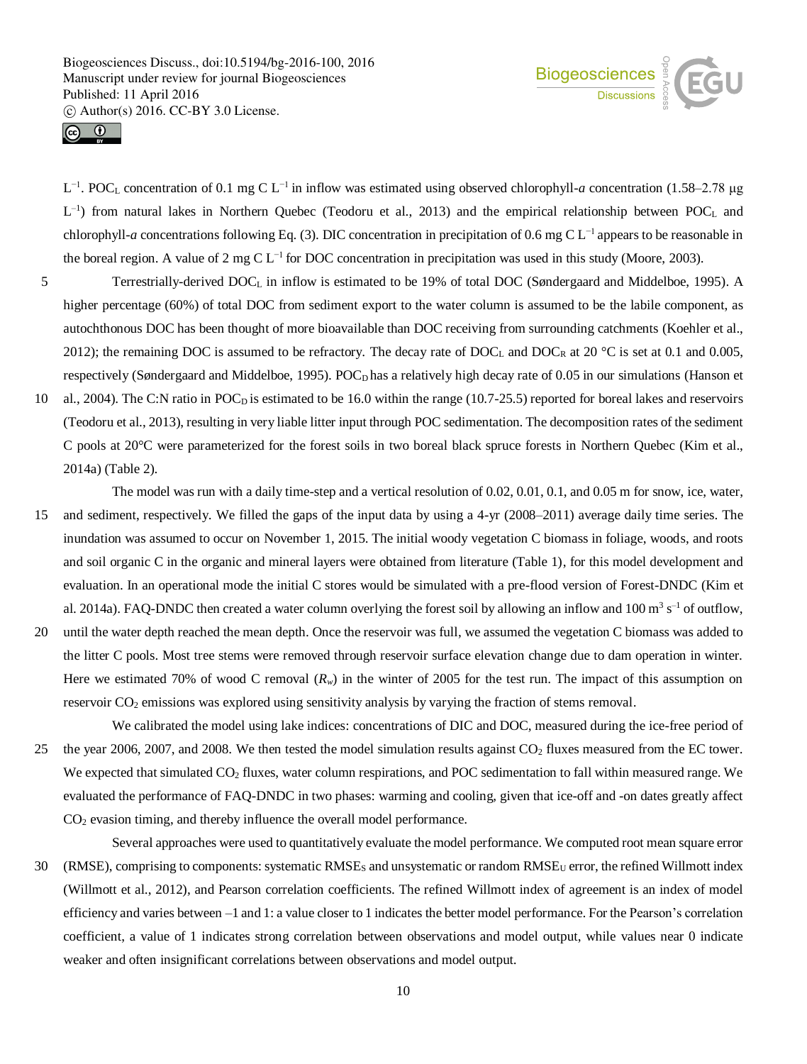$L^{-1}$. $POC_L$ concentration of 0.1 mg C $L^{-1}$ in inflow was estimated using observed chlorophyll-*a* concentration (1.58–2.78 μg $L^{-1}$) from natural lakes in Northern Quebec (Teodoru et al., 2013) and the empirical relationship between $POC_L$ and chlorophyll-*a* concentrations following Eq. (3). DIC concentration in precipitation of 0.6 mg C $L^{-1}$ appears to be reasonable in the boreal region. A value of 2 mg C $L^{-1}$ for DOC concentration in precipitation was used in this study (Moore, 2003).

Terrestrially-derived $DOC_L$ in inflow is estimated to be 19% of total DOC (Søndergaard and Middelboe, 1995). A higher percentage (60%) of total DOC from sediment export to the water column is assumed to be the labile component, as autochthonous DOC has been thought of more bioavailable than DOC receiving from surrounding catchments (Koehler et al., 2012); the remaining DOC is assumed to be refractory. The decay rate of $DOC_L$ and $DOC_R$ at 20 °C is set at 0.1 and 0.005, respectively (Søndergaard and Middelboe, 1995). $POC_D$ has a relatively high decay rate of 0.05 in our simulations (Hanson et al., 2004). The C:N ratio in $POC_D$ is estimated to be 16.0 within the range (10.7-25.5) reported for boreal lakes and reservoirs (Teodoru et al., 2013), resulting in very liable litter input through POC sedimentation. The decomposition rates of the sediment C pools at 20°C were parameterized for the forest soils in two boreal black spruce forests in Northern Quebec (Kim et al., 2014a) (Table 2).

The model was run with a daily time-step and a vertical resolution of 0.02, 0.01, 0.1, and 0.05 m for snow, ice, water, and sediment, respectively. We filled the gaps of the input data by using a 4-yr (2008–2011) average daily time series. The inundation was assumed to occur on November 1, 2015. The initial woody vegetation C biomass in foliage, woods, and roots and soil organic C in the organic and mineral layers were obtained from literature (Table 1), for this model development and evaluation. In an operational mode the initial C stores would be simulated with a pre-flood version of Forest-DNDC (Kim et al. 2014a). FAQ-DNDC then created a water column overlying the forest soil by allowing an inflow and 100 $m^3$ $s^{-1}$ of outflow, until the water depth reached the mean depth. Once the reservoir was full, we assumed the vegetation C biomass was added to the litter C pools. Most tree stems were removed through reservoir surface elevation change due to dam operation in winter. Here we estimated 70% of wood C removal ($R_w$) in the winter of 2005 for the test run. The impact of this assumption on reservoir $CO_2$ emissions was explored using sensitivity analysis by varying the fraction of stems removal.

We calibrated the model using lake indices: concentrations of DIC and DOC, measured during the ice-free period of the year 2006, 2007, and 2008. We then tested the model simulation results against $CO_2$ fluxes measured from the EC tower. We expected that simulated $CO_2$ fluxes, water column respirations, and POC sedimentation to fall within measured range. We evaluated the performance of FAQ-DNDC in two phases: warming and cooling, given that ice-off and -on dates greatly affect $CO_2$ evasion timing, and thereby influence the overall model performance.

Several approaches were used to quantitatively evaluate the model performance. We computed root mean square error (RMSE), comprising to components: systematic $RMSE_S$ and unsystematic or random $RMSE_U$ error, the refined Willmott index (Willmott et al., 2012), and Pearson correlation coefficients. The refined Willmott index of agreement is an index of model efficiency and varies between –1 and 1: a value closer to 1 indicates the better model performance. For the Pearson's correlation coefficient, a value of 1 indicates strong correlation between observations and model output, while values near 0 indicate weaker and often insignificant correlations between observations and model output.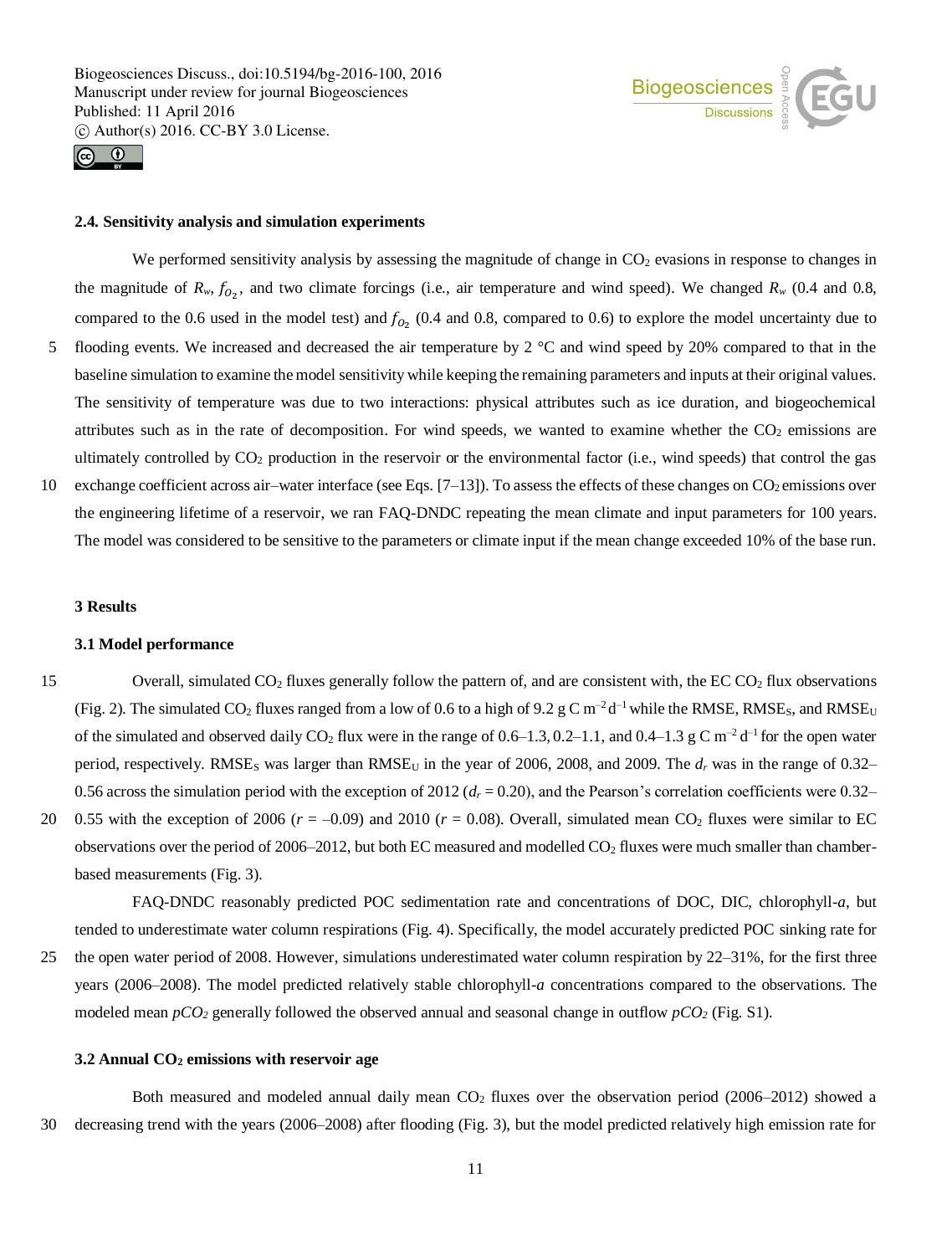### 2.4. Sensitivity analysis and simulation experiments

We performed sensitivity analysis by assessing the magnitude of change in $CO_2$ evasions in response to changes in the magnitude of $R_w$, $f_{O_2}$, and two climate forcings (i.e., air temperature and wind speed). We changed $R_w$ (0.4 and 0.8, compared to the 0.6 used in the model test) and $f_{O_2}$ (0.4 and 0.8, compared to 0.6) to explore the model uncertainty due to flooding events. We increased and decreased the air temperature by 2 °C and wind speed by 20% compared to that in the baseline simulation to examine the model sensitivity while keeping the remaining parameters and inputs at their original values. The sensitivity of temperature was due to two interactions: physical attributes such as ice duration, and biogeochemical attributes such as in the rate of decomposition. For wind speeds, we wanted to examine whether the $CO_2$ emissions are ultimately controlled by $CO_2$ production in the reservoir or the environmental factor (i.e., wind speeds) that control the gas exchange coefficient across air–water interface (see Eqs. [7–13]). To assess the effects of these changes on $CO_2$ emissions over the engineering lifetime of a reservoir, we ran FAQ-DNDC repeating the mean climate and input parameters for 100 years. The model was considered to be sensitive to the parameters or climate input if the mean change exceeded 10% of the base run.

## 3 Results

### 3.1 Model performance

Overall, simulated $CO_2$ fluxes generally follow the pattern of, and are consistent with, the EC $CO_2$ flux observations (Fig. 2). The simulated $CO_2$ fluxes ranged from a low of 0.6 to a high of 9.2 g C m$^{-2}$ d$^{-1}$ while the RMSE, RMSE$_S$, and RMSE$_U$ of the simulated and observed daily $CO_2$ flux were in the range of 0.6–1.3, 0.2–1.1, and 0.4–1.3 g C m$^{-2}$ d$^{-1}$ for the open water period, respectively. RMSE$_S$ was larger than RMSE$_U$ in the year of 2006, 2008, and 2009. The $d_r$ was in the range of 0.32–0.56 across the simulation period with the exception of 2012 ($d_r$ = 0.20), and the Pearson's correlation coefficients were 0.32–0.55 with the exception of 2006 ($r$ = –0.09) and 2010 ($r$ = 0.08). Overall, simulated mean $CO_2$ fluxes were similar to EC observations over the period of 2006–2012, but both EC measured and modelled $CO_2$ fluxes were much smaller than chamber-based measurements (Fig. 3).

FAQ-DNDC reasonably predicted POC sedimentation rate and concentrations of DOC, DIC, chlorophyll-*a*, but tended to underestimate water column respirations (Fig. 4). Specifically, the model accurately predicted POC sinking rate for the open water period of 2008. However, simulations underestimated water column respiration by 22–31%, for the first three years (2006–2008). The model predicted relatively stable chlorophyll-*a* concentrations compared to the observations. The modeled mean $pCO_2$ generally followed the observed annual and seasonal change in outflow $pCO_2$ (Fig. S1).

### 3.2 Annual $CO_2$ emissions with reservoir age

Both measured and modeled annual daily mean $CO_2$ fluxes over the observation period (2006–2012) showed a decreasing trend with the years (2006–2008) after flooding (Fig. 3), but the model predicted relatively high emission rate for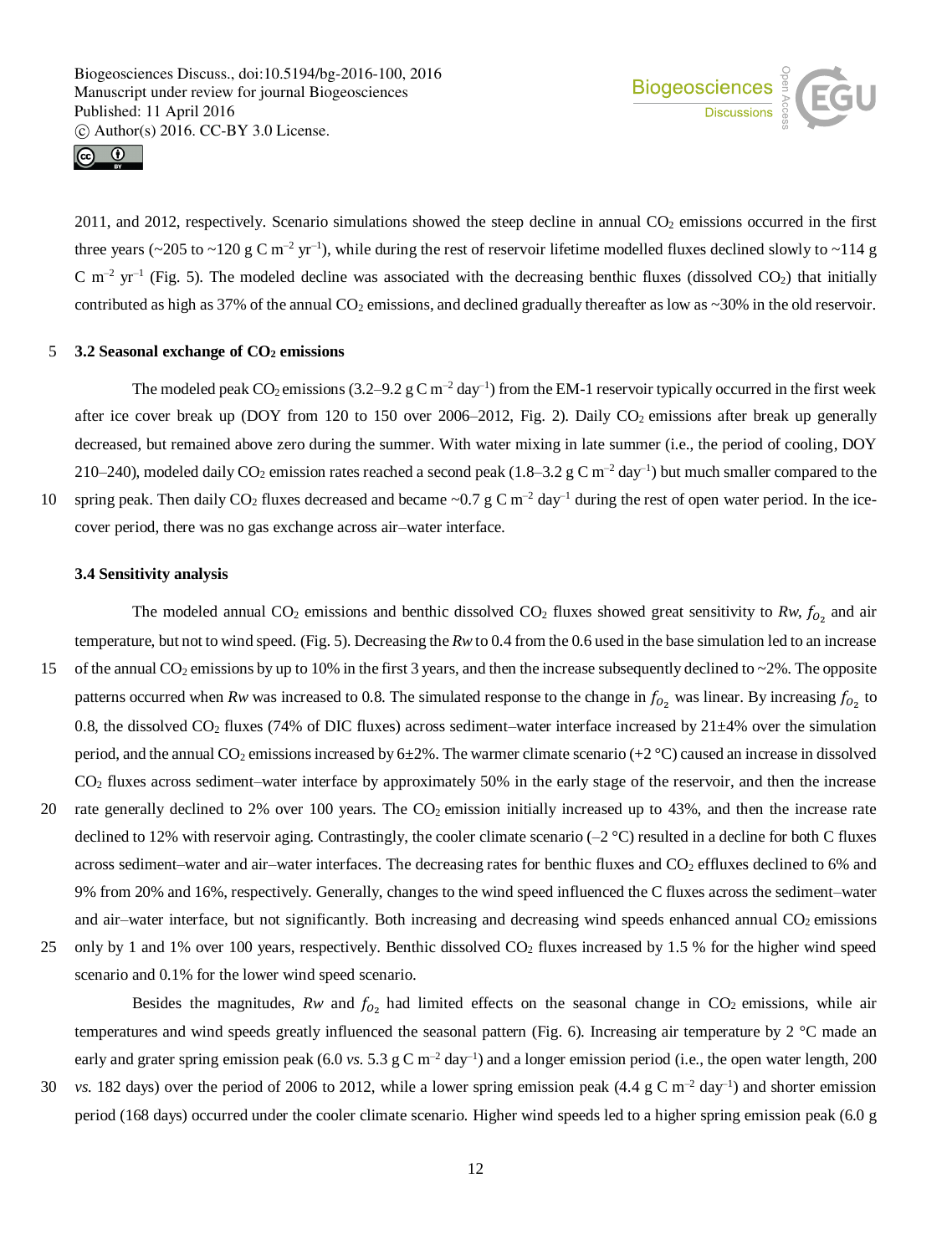2011, and 2012, respectively. Scenario simulations showed the steep decline in annual $CO_2$ emissions occurred in the first three years (~205 to ~120 g C m$^{-2}$ yr$^{-1}$), while during the rest of reservoir lifetime modelled fluxes declined slowly to ~114 g C m$^{-2}$ yr$^{-1}$ (Fig. 5). The modeled decline was associated with the decreasing benthic fluxes (dissolved $CO_2$) that initially contributed as high as 37% of the annual $CO_2$ emissions, and declined gradually thereafter as low as ~30% in the old reservoir.

### 3.2 Seasonal exchange of $CO_2$ emissions

The modeled peak $CO_2$ emissions (3.2–9.2 g C m$^{-2}$ day$^{-1}$) from the EM-1 reservoir typically occurred in the first week after ice cover break up (DOY from 120 to 150 over 2006–2012, Fig. 2). Daily $CO_2$ emissions after break up generally decreased, but remained above zero during the summer. With water mixing in late summer (i.e., the period of cooling, DOY 210–240), modeled daily $CO_2$ emission rates reached a second peak (1.8–3.2 g C m$^{-2}$ day$^{-1}$) but much smaller compared to the spring peak. Then daily $CO_2$ fluxes decreased and became ~0.7 g C m$^{-2}$ day$^{-1}$ during the rest of open water period. In the ice-cover period, there was no gas exchange across air–water interface.

### 3.4 Sensitivity analysis

The modeled annual $CO_2$ emissions and benthic dissolved $CO_2$ fluxes showed great sensitivity to *Rw*, $f_{O_2}$ and air temperature, but not to wind speed. (Fig. 5). Decreasing the *Rw* to 0.4 from the 0.6 used in the base simulation led to an increase of the annual $CO_2$ emissions by up to 10% in the first 3 years, and then the increase subsequently declined to ~2%. The opposite patterns occurred when *Rw* was increased to 0.8. The simulated response to the change in $f_{O_2}$ was linear. By increasing $f_{O_2}$ to 0.8, the dissolved $CO_2$ fluxes (74% of DIC fluxes) across sediment–water interface increased by 21±4% over the simulation period, and the annual $CO_2$ emissions increased by 6±2%. The warmer climate scenario (+2 °C) caused an increase in dissolved $CO_2$ fluxes across sediment–water interface by approximately 50% in the early stage of the reservoir, and then the increase rate generally declined to 2% over 100 years. The $CO_2$ emission initially increased up to 43%, and then the increase rate declined to 12% with reservoir aging. Contrastingly, the cooler climate scenario (–2 °C) resulted in a decline for both C fluxes across sediment–water and air–water interfaces. The decreasing rates for benthic fluxes and $CO_2$ effluxes declined to 6% and 9% from 20% and 16%, respectively. Generally, changes to the wind speed influenced the C fluxes across the sediment–water and air–water interface, but not significantly. Both increasing and decreasing wind speeds enhanced annual $CO_2$ emissions only by 1 and 1% over 100 years, respectively. Benthic dissolved $CO_2$ fluxes increased by 1.5 % for the higher wind speed scenario and 0.1% for the lower wind speed scenario.

Besides the magnitudes, *Rw* and $f_{O_2}$ had limited effects on the seasonal change in $CO_2$ emissions, while air temperatures and wind speeds greatly influenced the seasonal pattern (Fig. 6). Increasing air temperature by 2 °C made an early and grater spring emission peak (6.0 *vs.* 5.3 g C m$^{-2}$ day$^{-1}$) and a longer emission period (i.e., the open water length, 200 *vs.* 182 days) over the period of 2006 to 2012, while a lower spring emission peak (4.4 g C m$^{-2}$ day$^{-1}$) and shorter emission period (168 days) occurred under the cooler climate scenario. Higher wind speeds led to a higher spring emission peak (6.0 g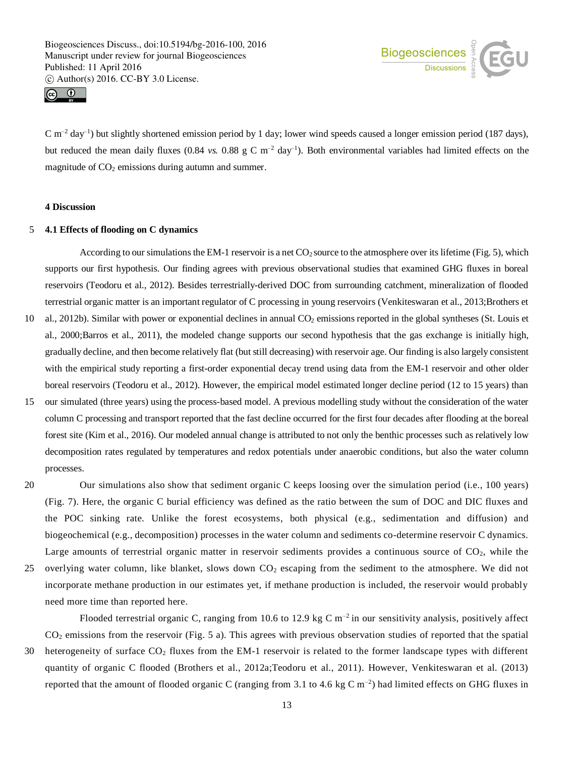C m$^{-2}$ day$^{-1}$) but slightly shortened emission period by 1 day; lower wind speeds caused a longer emission period (187 days), but reduced the mean daily fluxes (0.84 *vs.* 0.88 g C m$^{-2}$ day$^{-1}$). Both environmental variables had limited effects on the magnitude of $CO_2$ emissions during autumn and summer.

## 4 Discussion

### 4.1 Effects of flooding on C dynamics

According to our simulations the EM-1 reservoir is a net $CO_2$ source to the atmosphere over its lifetime (Fig. 5), which supports our first hypothesis. Our finding agrees with previous observational studies that examined GHG fluxes in boreal reservoirs (Teodoru et al., 2012). Besides terrestrially-derived DOC from surrounding catchment, mineralization of flooded terrestrial organic matter is an important regulator of C processing in young reservoirs (Venkiteswaran et al., 2013;Brothers et al., 2012b). Similar with power or exponential declines in annual $CO_2$ emissions reported in the global syntheses (St. Louis et al., 2000;Barros et al., 2011), the modeled change supports our second hypothesis that the gas exchange is initially high, gradually decline, and then become relatively flat (but still decreasing) with reservoir age. Our finding is also largely consistent with the empirical study reporting a first-order exponential decay trend using data from the EM-1 reservoir and other older boreal reservoirs (Teodoru et al., 2012). However, the empirical model estimated longer decline period (12 to 15 years) than our simulated (three years) using the process-based model. A previous modelling study without the consideration of the water column C processing and transport reported that the fast decline occurred for the first four decades after flooding at the boreal forest site (Kim et al., 2016). Our modeled annual change is attributed to not only the benthic processes such as relatively low decomposition rates regulated by temperatures and redox potentials under anaerobic conditions, but also the water column processes.

Our simulations also show that sediment organic C keeps loosing over the simulation period (i.e., 100 years) (Fig. 7). Here, the organic C burial efficiency was defined as the ratio between the sum of DOC and DIC fluxes and the POC sinking rate. Unlike the forest ecosystems, both physical (e.g., sedimentation and diffusion) and biogeochemical (e.g., decomposition) processes in the water column and sediments co-determine reservoir C dynamics. Large amounts of terrestrial organic matter in reservoir sediments provides a continuous source of $CO_2$, while the overlying water column, like blanket, slows down $CO_2$ escaping from the sediment to the atmosphere. We did not incorporate methane production in our estimates yet, if methane production is included, the reservoir would probably need more time than reported here.

Flooded terrestrial organic C, ranging from 10.6 to 12.9 kg C m$^{-2}$ in our sensitivity analysis, positively affect $CO_2$ emissions from the reservoir (Fig. 5 a). This agrees with previous observation studies of reported that the spatial heterogeneity of surface $CO_2$ fluxes from the EM-1 reservoir is related to the former landscape types with different quantity of organic C flooded (Brothers et al., 2012a;Teodoru et al., 2011). However, Venkiteswaran et al. (2013) reported that the amount of flooded organic C (ranging from 3.1 to 4.6 kg C m$^{-2}$) had limited effects on GHG fluxes in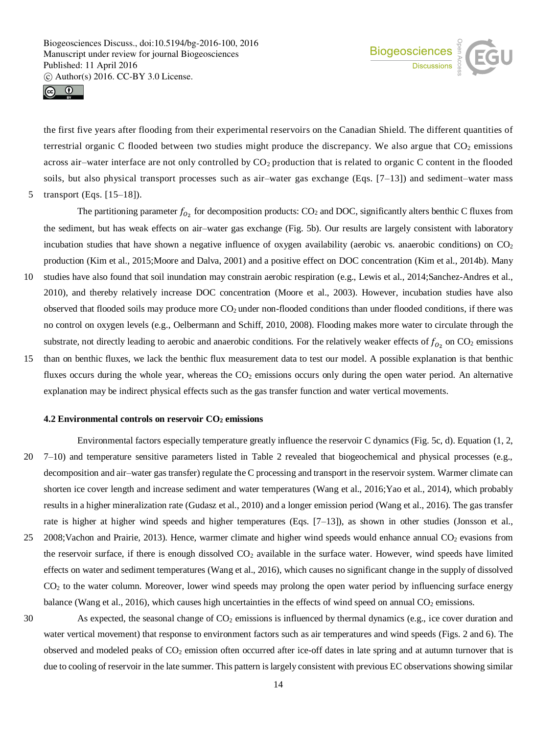the first five years after flooding from their experimental reservoirs on the Canadian Shield. The different quantities of terrestrial organic C flooded between two studies might produce the discrepancy. We also argue that $CO_2$ emissions across air–water interface are not only controlled by $CO_2$ production that is related to organic C content in the flooded soils, but also physical transport processes such as air–water gas exchange (Eqs. [7–13]) and sediment–water mass transport (Eqs. [15–18]).

The partitioning parameter $f_{O_2}$ for decomposition products: $CO_2$ and DOC, significantly alters benthic C fluxes from the sediment, but has weak effects on air–water gas exchange (Fig. 5b). Our results are largely consistent with laboratory incubation studies that have shown a negative influence of oxygen availability (aerobic vs. anaerobic conditions) on $CO_2$ production (Kim et al., 2015;Moore and Dalva, 2001) and a positive effect on DOC concentration (Kim et al., 2014b). Many studies have also found that soil inundation may constrain aerobic respiration (e.g., Lewis et al., 2014;Sanchez-Andres et al., 2010), and thereby relatively increase DOC concentration (Moore et al., 2003). However, incubation studies have also observed that flooded soils may produce more $CO_2$ under non-flooded conditions than under flooded conditions, if there was no control on oxygen levels (e.g., Oelbermann and Schiff, 2010, 2008). Flooding makes more water to circulate through the substrate, not directly leading to aerobic and anaerobic conditions. For the relatively weaker effects of $f_{O_2}$ on $CO_2$ emissions than on benthic fluxes, we lack the benthic flux measurement data to test our model. A possible explanation is that benthic fluxes occurs during the whole year, whereas the $CO_2$ emissions occurs only during the open water period. An alternative explanation may be indirect physical effects such as the gas transfer function and water vertical movements.

### 4.2 Environmental controls on reservoir $CO_2$ emissions

Environmental factors especially temperature greatly influence the reservoir C dynamics (Fig. 5c, d). Equation (1, 2, 7–10) and temperature sensitive parameters listed in Table 2 revealed that biogeochemical and physical processes (e.g., decomposition and air–water gas transfer) regulate the C processing and transport in the reservoir system. Warmer climate can shorten ice cover length and increase sediment and water temperatures (Wang et al., 2016;Yao et al., 2014), which probably results in a higher mineralization rate (Gudasz et al., 2010) and a longer emission period (Wang et al., 2016). The gas transfer rate is higher at higher wind speeds and higher temperatures (Eqs. [7–13]), as shown in other studies (Jonsson et al., 2008;Vachon and Prairie, 2013). Hence, warmer climate and higher wind speeds would enhance annual $CO_2$ evasions from the reservoir surface, if there is enough dissolved $CO_2$ available in the surface water. However, wind speeds have limited effects on water and sediment temperatures (Wang et al., 2016), which causes no significant change in the supply of dissolved $CO_2$ to the water column. Moreover, lower wind speeds may prolong the open water period by influencing surface energy balance (Wang et al., 2016), which causes high uncertainties in the effects of wind speed on annual $CO_2$ emissions.

As expected, the seasonal change of $CO_2$ emissions is influenced by thermal dynamics (e.g., ice cover duration and water vertical movement) that response to environment factors such as air temperatures and wind speeds (Figs. 2 and 6). The observed and modeled peaks of $CO_2$ emission often occurred after ice-off dates in late spring and at autumn turnover that is due to cooling of reservoir in the late summer. This pattern is largely consistent with previous EC observations showing similar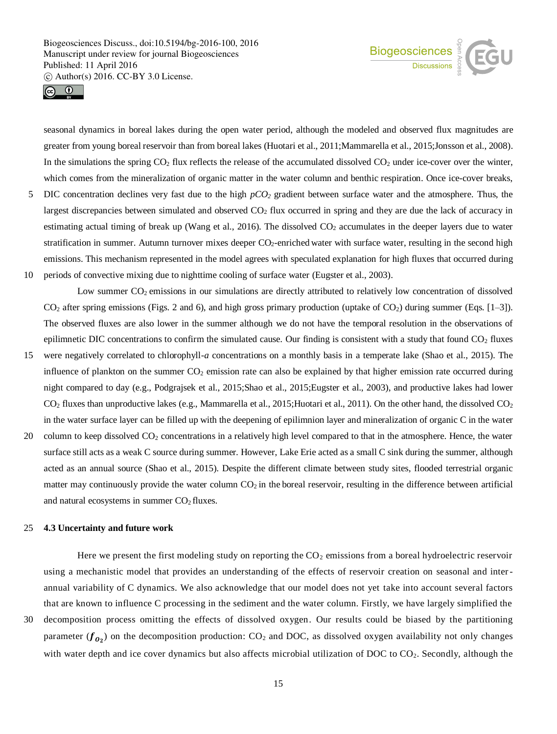seasonal dynamics in boreal lakes during the open water period, although the modeled and observed flux magnitudes are greater from young boreal reservoir than from boreal lakes (Huotari et al., 2011;Mammarella et al., 2015;Jonsson et al., 2008). In the simulations the spring $CO_2$ flux reflects the release of the accumulated dissolved $CO_2$ under ice-cover over the winter, which comes from the mineralization of organic matter in the water column and benthic respiration. Once ice-cover breaks, DIC concentration declines very fast due to the high $pCO_2$ gradient between surface water and the atmosphere. Thus, the largest discrepancies between simulated and observed $CO_2$ flux occurred in spring and they are due the lack of accuracy in estimating actual timing of break up (Wang et al., 2016). The dissolved $CO_2$ accumulates in the deeper layers due to water stratification in summer. Autumn turnover mixes deeper $CO_2$-enriched water with surface water, resulting in the second high emissions. This mechanism represented in the model agrees with speculated explanation for high fluxes that occurred during periods of convective mixing due to nighttime cooling of surface water (Eugster et al., 2003).

Low summer $CO_2$ emissions in our simulations are directly attributed to relatively low concentration of dissolved $CO_2$ after spring emissions (Figs. 2 and 6), and high gross primary production (uptake of $CO_2$) during summer (Eqs. [1–3]). The observed fluxes are also lower in the summer although we do not have the temporal resolution in the observations of epilimnetic DIC concentrations to confirm the simulated cause. Our finding is consistent with a study that found $CO_2$ fluxes were negatively correlated to chlorophyll-*a* concentrations on a monthly basis in a temperate lake (Shao et al., 2015). The influence of plankton on the summer $CO_2$ emission rate can also be explained by that higher emission rate occurred during night compared to day (e.g., Podgrajsek et al., 2015;Shao et al., 2015;Eugster et al., 2003), and productive lakes had lower $CO_2$ fluxes than unproductive lakes (e.g., Mammarella et al., 2015;Huotari et al., 2011). On the other hand, the dissolved $CO_2$ in the water surface layer can be filled up with the deepening of epilimnion layer and mineralization of organic C in the water column to keep dissolved $CO_2$ concentrations in a relatively high level compared to that in the atmosphere. Hence, the water surface still acts as a weak C source during summer. However, Lake Erie acted as a small C sink during the summer, although acted as an annual source (Shao et al., 2015). Despite the different climate between study sites, flooded terrestrial organic matter may continuously provide the water column $CO_2$ in the boreal reservoir, resulting in the difference between artificial and natural ecosystems in summer $CO_2$ fluxes.

### 4.3 Uncertainty and future work

Here we present the first modeling study on reporting the $CO_2$ emissions from a boreal hydroelectric reservoir using a mechanistic model that provides an understanding of the effects of reservoir creation on seasonal and inter-annual variability of C dynamics. We also acknowledge that our model does not yet take into account several factors that are known to influence C processing in the sediment and the water column. Firstly, we have largely simplified the decomposition process omitting the effects of dissolved oxygen. Our results could be biased by the partitioning parameter ($f_{O_2}$) on the decomposition production: $CO_2$ and DOC, as dissolved oxygen availability not only changes with water depth and ice cover dynamics but also affects microbial utilization of DOC to $CO_2$. Secondly, although the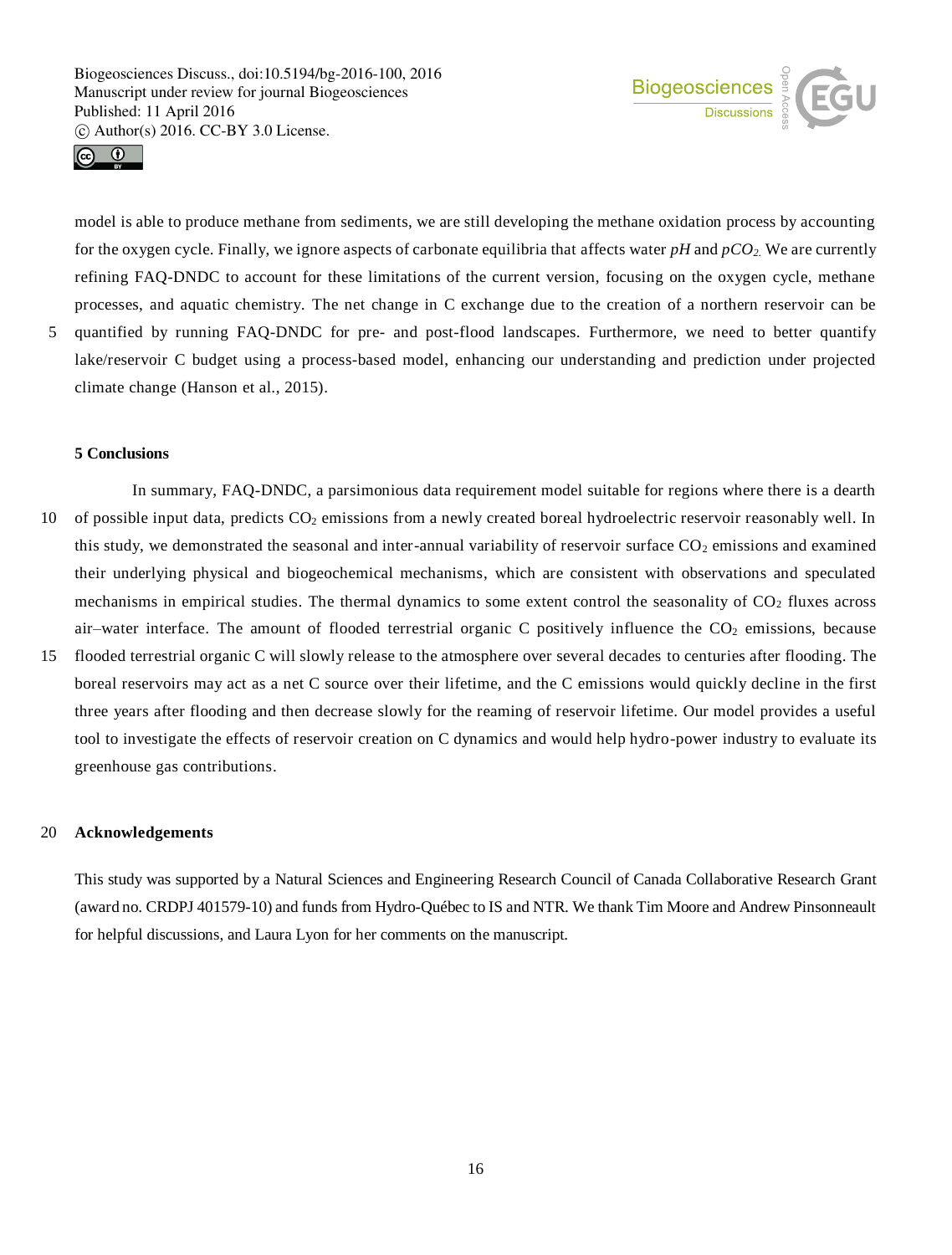model is able to produce methane from sediments, we are still developing the methane oxidation process by accounting for the oxygen cycle. Finally, we ignore aspects of carbonate equilibria that affects water *pH* and $pCO_2$. We are currently refining FAQ-DNDC to account for these limitations of the current version, focusing on the oxygen cycle, methane processes, and aquatic chemistry. The net change in C exchange due to the creation of a northern reservoir can be quantified by running FAQ-DNDC for pre- and post-flood landscapes. Furthermore, we need to better quantify lake/reservoir C budget using a process-based model, enhancing our understanding and prediction under projected climate change (Hanson et al., 2015).

## 5 Conclusions

In summary, FAQ-DNDC, a parsimonious data requirement model suitable for regions where there is a dearth of possible input data, predicts $CO_2$ emissions from a newly created boreal hydroelectric reservoir reasonably well. In this study, we demonstrated the seasonal and inter-annual variability of reservoir surface $CO_2$ emissions and examined their underlying physical and biogeochemical mechanisms, which are consistent with observations and speculated mechanisms in empirical studies. The thermal dynamics to some extent control the seasonality of $CO_2$ fluxes across air–water interface. The amount of flooded terrestrial organic C positively influence the $CO_2$ emissions, because flooded terrestrial organic C will slowly release to the atmosphere over several decades to centuries after flooding. The boreal reservoirs may act as a net C source over their lifetime, and the C emissions would quickly decline in the first three years after flooding and then decrease slowly for the reaming of reservoir lifetime. Our model provides a useful tool to investigate the effects of reservoir creation on C dynamics and would help hydro-power industry to evaluate its greenhouse gas contributions.

## Acknowledgements

This study was supported by a Natural Sciences and Engineering Research Council of Canada Collaborative Research Grant (award no. CRDPJ 401579-10) and funds from Hydro-Québec to IS and NTR. We thank Tim Moore and Andrew Pinsonneault for helpful discussions, and Laura Lyon for her comments on the manuscript.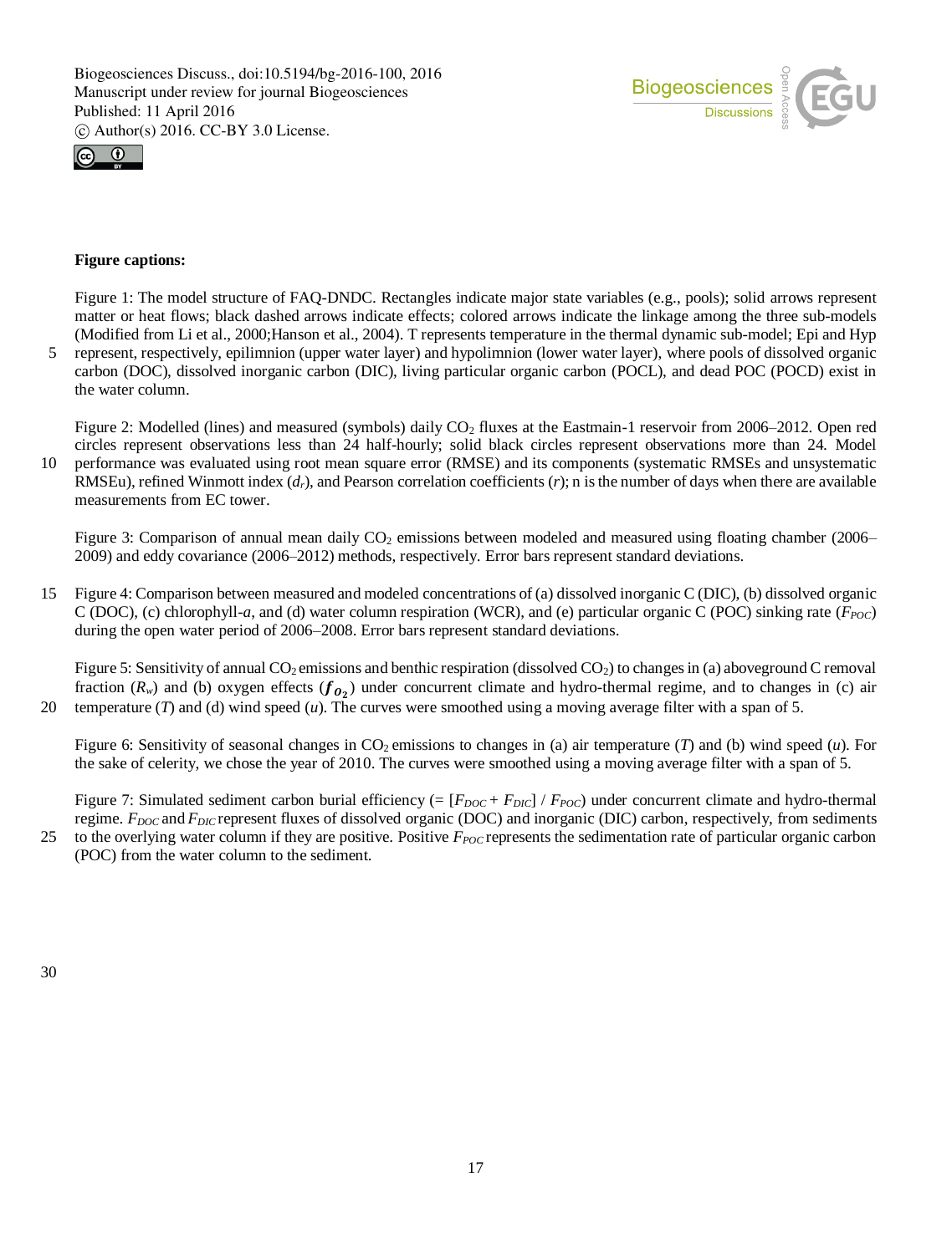**Figure captions:**

Figure 1: The model structure of FAQ-DNDC. Rectangles indicate major state variables (e.g., pools); solid arrows represent matter or heat flows; black dashed arrows indicate effects; colored arrows indicate the linkage among the three sub-models (Modified from Li et al., 2000;Hanson et al., 2004). T represents temperature in the thermal dynamic sub-model; Epi and Hyp represent, respectively, epilimnion (upper water layer) and hypolimnion (lower water layer), where pools of dissolved organic carbon (DOC), dissolved inorganic carbon (DIC), living particular organic carbon (POCL), and dead POC (POCD) exist in the water column.

Figure 2: Modelled (lines) and measured (symbols) daily $CO_2$ fluxes at the Eastmain-1 reservoir from 2006–2012. Open red circles represent observations less than 24 half-hourly; solid black circles represent observations more than 24. Model performance was evaluated using root mean square error (RMSE) and its components (systematic RMSEs and unsystematic RMSEu), refined Winmott index ($d_r$), and Pearson correlation coefficients ($r$); n is the number of days when there are available measurements from EC tower.

Figure 3: Comparison of annual mean daily $CO_2$ emissions between modeled and measured using floating chamber (2006–2009) and eddy covariance (2006–2012) methods, respectively. Error bars represent standard deviations.

Figure 4: Comparison between measured and modeled concentrations of (a) dissolved inorganic C (DIC), (b) dissolved organic C (DOC), (c) chlorophyll-*a*, and (d) water column respiration (WCR), and (e) particular organic C (POC) sinking rate ($F_{POC}$) during the open water period of 2006–2008. Error bars represent standard deviations.

Figure 5: Sensitivity of annual $CO_2$ emissions and benthic respiration (dissolved $CO_2$) to changes in (a) aboveground C removal fraction ($R_w$) and (b) oxygen effects ($f_{O_2}$) under concurrent climate and hydro-thermal regime, and to changes in (c) air temperature ($T$) and (d) wind speed ($u$). The curves were smoothed using a moving average filter with a span of 5.

Figure 6: Sensitivity of seasonal changes in $CO_2$ emissions to changes in (a) air temperature ($T$) and (b) wind speed ($u$). For the sake of celerity, we chose the year of 2010. The curves were smoothed using a moving average filter with a span of 5.

Figure 7: Simulated sediment carbon burial efficiency (= $[F_{DOC} + F_{DIC}] / F_{POC}$) under concurrent climate and hydro-thermal regime. $F_{DOC}$ and $F_{DIC}$ represent fluxes of dissolved organic (DOC) and inorganic (DIC) carbon, respectively, from sediments to the overlying water column if they are positive. Positive $F_{POC}$ represents the sedimentation rate of particular organic carbon (POC) from the water column to the sediment.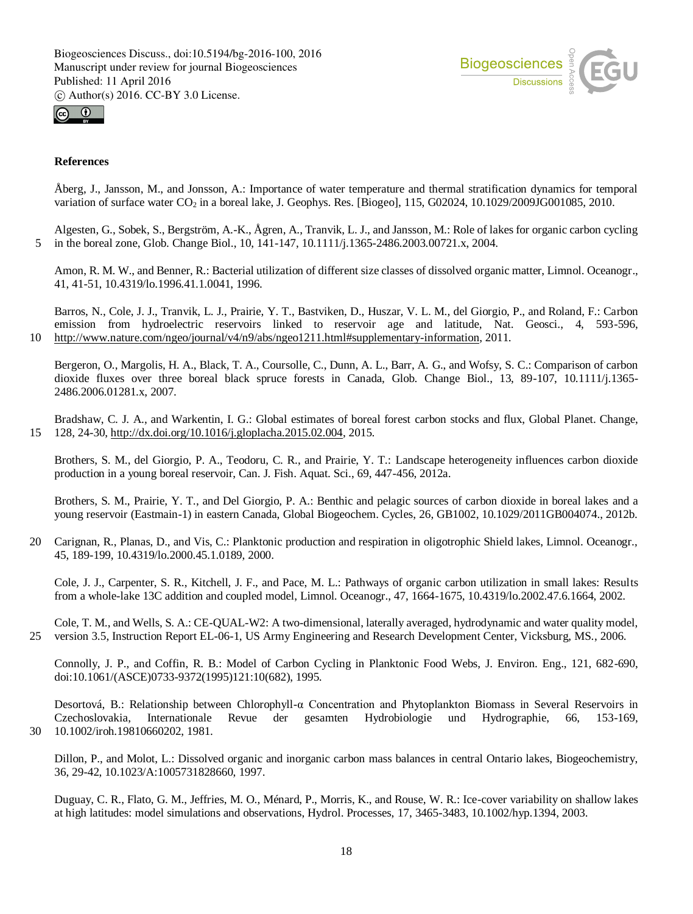## References

Åberg, J., Jansson, M., and Jonsson, A.: Importance of water temperature and thermal stratification dynamics for temporal variation of surface water $CO_2$ in a boreal lake, J. Geophys. Res. [Biogeo], 115, G02024, 10.1029/2009JG001085, 2010.

Algesten, G., Sobek, S., Bergström, A.-K., Ågren, A., Tranvik, L. J., and Jansson, M.: Role of lakes for organic carbon cycling in the boreal zone, Glob. Change Biol., 10, 141-147, 10.1111/j.1365-2486.2003.00721.x, 2004.

Amon, R. M. W., and Benner, R.: Bacterial utilization of different size classes of dissolved organic matter, Limnol. Oceanogr., 41, 41-51, 10.4319/lo.1996.41.1.0041, 1996.

Barros, N., Cole, J. J., Tranvik, L. J., Prairie, Y. T., Bastviken, D., Huszar, V. L. M., del Giorgio, P., and Roland, F.: Carbon emission from hydroelectric reservoirs linked to reservoir age and latitude, Nat. Geosci., 4, 593-596, http://www.nature.com/ngeo/journal/v4/n9/abs/ngeo1211.html#supplementary-information, 2011.

Bergeron, O., Margolis, H. A., Black, T. A., Coursolle, C., Dunn, A. L., Barr, A. G., and Wofsy, S. C.: Comparison of carbon dioxide fluxes over three boreal black spruce forests in Canada, Glob. Change Biol., 13, 89-107, 10.1111/j.1365-2486.2006.01281.x, 2007.

Bradshaw, C. J. A., and Warkentin, I. G.: Global estimates of boreal forest carbon stocks and flux, Global Planet. Change, 128, 24-30, http://dx.doi.org/10.1016/j.gloplacha.2015.02.004, 2015.

Brothers, S. M., del Giorgio, P. A., Teodoru, C. R., and Prairie, Y. T.: Landscape heterogeneity influences carbon dioxide production in a young boreal reservoir, Can. J. Fish. Aquat. Sci., 69, 447-456, 2012a.

Brothers, S. M., Prairie, Y. T., and Del Giorgio, P. A.: Benthic and pelagic sources of carbon dioxide in boreal lakes and a young reservoir (Eastmain-1) in eastern Canada, Global Biogeochem. Cycles, 26, GB1002, 10.1029/2011GB004074., 2012b.

Carignan, R., Planas, D., and Vis, C.: Planktonic production and respiration in oligotrophic Shield lakes, Limnol. Oceanogr., 45, 189-199, 10.4319/lo.2000.45.1.0189, 2000.

Cole, J. J., Carpenter, S. R., Kitchell, J. F., and Pace, M. L.: Pathways of organic carbon utilization in small lakes: Results from a whole-lake 13C addition and coupled model, Limnol. Oceanogr., 47, 1664-1675, 10.4319/lo.2002.47.6.1664, 2002.

Cole, T. M., and Wells, S. A.: CE-QUAL-W2: A two-dimensional, laterally averaged, hydrodynamic and water quality model, version 3.5, Instruction Report EL-06-1, US Army Engineering and Research Development Center, Vicksburg, MS., 2006.

Connolly, J. P., and Coffin, R. B.: Model of Carbon Cycling in Planktonic Food Webs, J. Environ. Eng., 121, 682-690, doi:10.1061/(ASCE)0733-9372(1995)121:10(682), 1995.

Desortová, B.: Relationship between Chlorophyll-α Concentration and Phytoplankton Biomass in Several Reservoirs in Czechoslovakia, Internationale Revue der gesamten Hydrobiologie und Hydrographie, 66, 153-169, 10.1002/iroh.19810660202, 1981.

Dillon, P., and Molot, L.: Dissolved organic and inorganic carbon mass balances in central Ontario lakes, Biogeochemistry, 36, 29-42, 10.1023/A:1005731828660, 1997.

Duguay, C. R., Flato, G. M., Jeffries, M. O., Ménard, P., Morris, K., and Rouse, W. R.: Ice-cover variability on shallow lakes at high latitudes: model simulations and observations, Hydrol. Processes, 17, 3465-3483, 10.1002/hyp.1394, 2003.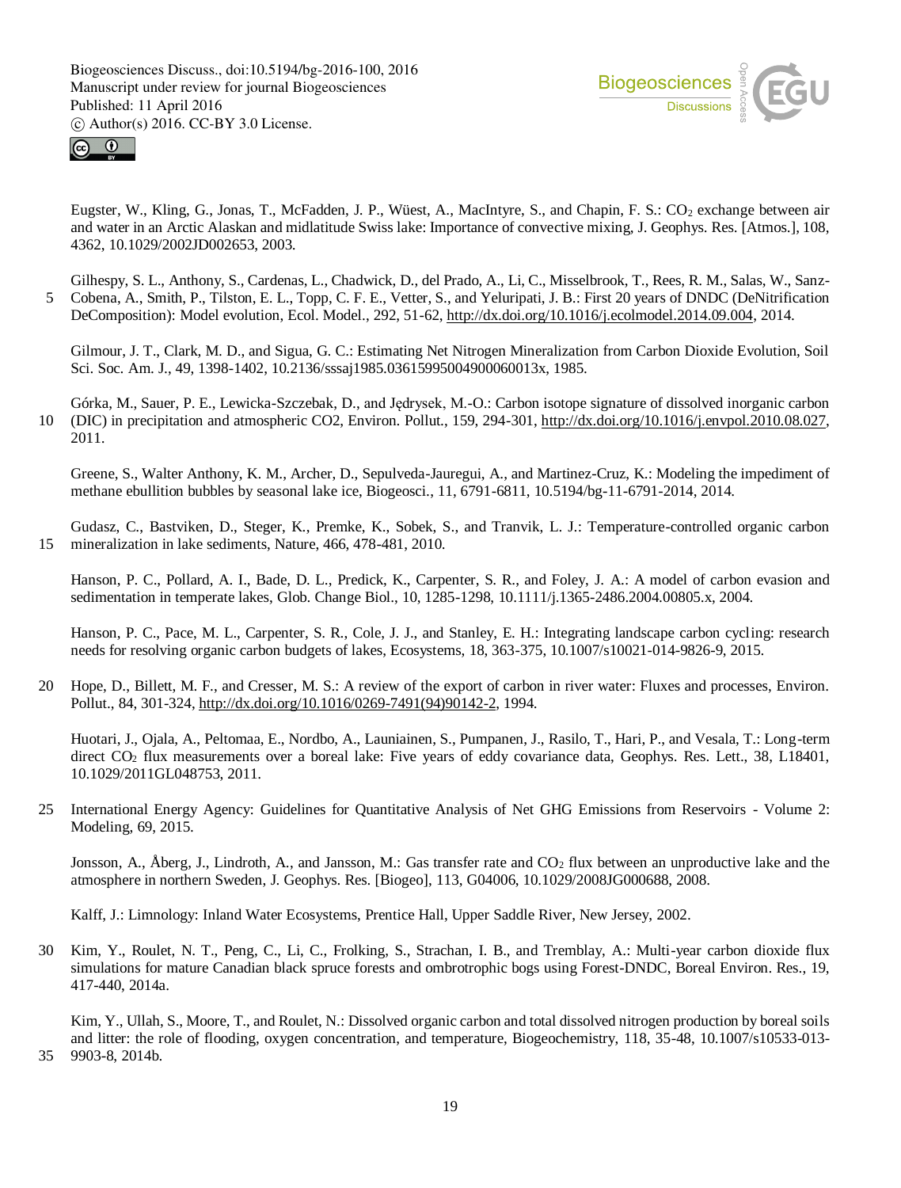Eugster, W., Kling, G., Jonas, T., McFadden, J. P., Wüest, A., MacIntyre, S., and Chapin, F. S.: $CO_2$ exchange between air and water in an Arctic Alaskan and midlatitude Swiss lake: Importance of convective mixing, J. Geophys. Res. [Atmos.], 108, 4362, 10.1029/2002JD002653, 2003.

Gilhespy, S. L., Anthony, S., Cardenas, L., Chadwick, D., del Prado, A., Li, C., Misselbrook, T., Rees, R. M., Salas, W., Sanz-Cobena, A., Smith, P., Tilston, E. L., Topp, C. F. E., Vetter, S., and Yeluripati, J. B.: First 20 years of DNDC (DeNitrification DeComposition): Model evolution, Ecol. Model., 292, 51-62, http://dx.doi.org/10.1016/j.ecolmodel.2014.09.004, 2014.

Gilmour, J. T., Clark, M. D., and Sigua, G. C.: Estimating Net Nitrogen Mineralization from Carbon Dioxide Evolution, Soil Sci. Soc. Am. J., 49, 1398-1402, 10.2136/sssaj1985.03615995004900060013x, 1985.

Górka, M., Sauer, P. E., Lewicka-Szczebak, D., and Jędrysek, M.-O.: Carbon isotope signature of dissolved inorganic carbon (DIC) in precipitation and atmospheric CO2, Environ. Pollut., 159, 294-301, http://dx.doi.org/10.1016/j.envpol.2010.08.027, 2011.

Greene, S., Walter Anthony, K. M., Archer, D., Sepulveda-Jauregui, A., and Martinez-Cruz, K.: Modeling the impediment of methane ebullition bubbles by seasonal lake ice, Biogeosci., 11, 6791-6811, 10.5194/bg-11-6791-2014, 2014.

Gudasz, C., Bastviken, D., Steger, K., Premke, K., Sobek, S., and Tranvik, L. J.: Temperature-controlled organic carbon mineralization in lake sediments, Nature, 466, 478-481, 2010.

Hanson, P. C., Pollard, A. I., Bade, D. L., Predick, K., Carpenter, S. R., and Foley, J. A.: A model of carbon evasion and sedimentation in temperate lakes, Glob. Change Biol., 10, 1285-1298, 10.1111/j.1365-2486.2004.00805.x, 2004.

Hanson, P. C., Pace, M. L., Carpenter, S. R., Cole, J. J., and Stanley, E. H.: Integrating landscape carbon cycling: research needs for resolving organic carbon budgets of lakes, Ecosystems, 18, 363-375, 10.1007/s10021-014-9826-9, 2015.

Hope, D., Billett, M. F., and Cresser, M. S.: A review of the export of carbon in river water: Fluxes and processes, Environ. Pollut., 84, 301-324, http://dx.doi.org/10.1016/0269-7491(94)90142-2, 1994.

Huotari, J., Ojala, A., Peltomaa, E., Nordbo, A., Launiainen, S., Pumpanen, J., Rasilo, T., Hari, P., and Vesala, T.: Long-term direct $CO_2$ flux measurements over a boreal lake: Five years of eddy covariance data, Geophys. Res. Lett., 38, L18401, 10.1029/2011GL048753, 2011.

International Energy Agency: Guidelines for Quantitative Analysis of Net GHG Emissions from Reservoirs - Volume 2: Modeling, 69, 2015.

Jonsson, A., Åberg, J., Lindroth, A., and Jansson, M.: Gas transfer rate and $CO_2$ flux between an unproductive lake and the atmosphere in northern Sweden, J. Geophys. Res. [Biogeo], 113, G04006, 10.1029/2008JG000688, 2008.

Kalff, J.: Limnology: Inland Water Ecosystems, Prentice Hall, Upper Saddle River, New Jersey, 2002.

Kim, Y., Roulet, N. T., Peng, C., Li, C., Frolking, S., Strachan, I. B., and Tremblay, A.: Multi-year carbon dioxide flux simulations for mature Canadian black spruce forests and ombrotrophic bogs using Forest-DNDC, Boreal Environ. Res., 19, 417-440, 2014a.

Kim, Y., Ullah, S., Moore, T., and Roulet, N.: Dissolved organic carbon and total dissolved nitrogen production by boreal soils and litter: the role of flooding, oxygen concentration, and temperature, Biogeochemistry, 118, 35-48, 10.1007/s10533-013-9903-8, 2014b.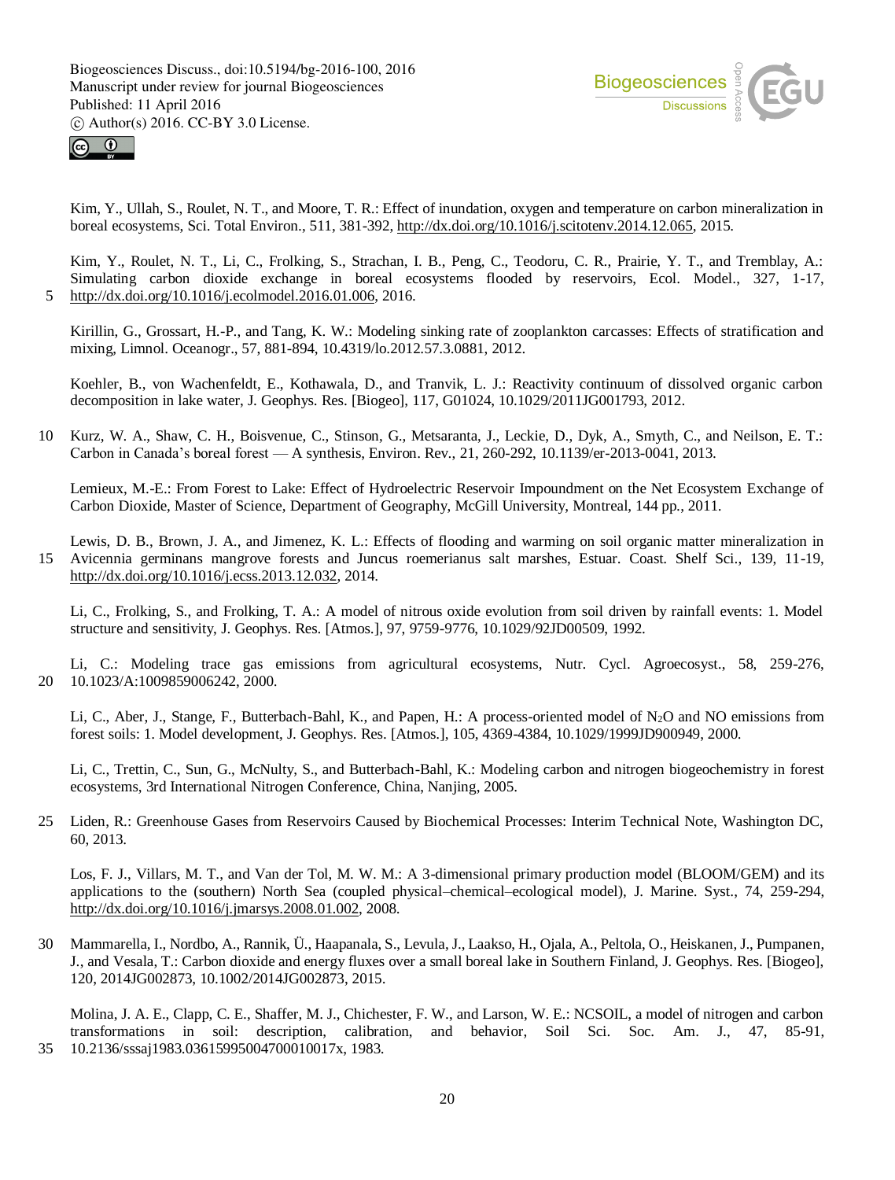Kim, Y., Ullah, S., Roulet, N. T., and Moore, T. R.: Effect of inundation, oxygen and temperature on carbon mineralization in boreal ecosystems, Sci. Total Environ., 511, 381-392, http://dx.doi.org/10.1016/j.scitotenv.2014.12.065, 2015.

Kim, Y., Roulet, N. T., Li, C., Frolking, S., Strachan, I. B., Peng, C., Teodoru, C. R., Prairie, Y. T., and Tremblay, A.: Simulating carbon dioxide exchange in boreal ecosystems flooded by reservoirs, Ecol. Model., 327, 1-17, http://dx.doi.org/10.1016/j.ecolmodel.2016.01.006, 2016.

Kirillin, G., Grossart, H.-P., and Tang, K. W.: Modeling sinking rate of zooplankton carcasses: Effects of stratification and mixing, Limnol. Oceanogr., 57, 881-894, 10.4319/lo.2012.57.3.0881, 2012.

Koehler, B., von Wachenfeldt, E., Kothawala, D., and Tranvik, L. J.: Reactivity continuum of dissolved organic carbon decomposition in lake water, J. Geophys. Res. [Biogeo], 117, G01024, 10.1029/2011JG001793, 2012.

Kurz, W. A., Shaw, C. H., Boisvenue, C., Stinson, G., Metsaranta, J., Leckie, D., Dyk, A., Smyth, C., and Neilson, E. T.: Carbon in Canada's boreal forest — A synthesis, Environ. Rev., 21, 260-292, 10.1139/er-2013-0041, 2013.

Lemieux, M.-E.: From Forest to Lake: Effect of Hydroelectric Reservoir Impoundment on the Net Ecosystem Exchange of Carbon Dioxide, Master of Science, Department of Geography, McGill University, Montreal, 144 pp., 2011.

Lewis, D. B., Brown, J. A., and Jimenez, K. L.: Effects of flooding and warming on soil organic matter mineralization in Avicennia germinans mangrove forests and Juncus roemerianus salt marshes, Estuar. Coast. Shelf Sci., 139, 11-19, http://dx.doi.org/10.1016/j.ecss.2013.12.032, 2014.

Li, C., Frolking, S., and Frolking, T. A.: A model of nitrous oxide evolution from soil driven by rainfall events: 1. Model structure and sensitivity, J. Geophys. Res. [Atmos.], 97, 9759-9776, 10.1029/92JD00509, 1992.

Li, C.: Modeling trace gas emissions from agricultural ecosystems, Nutr. Cycl. Agroecosyst., 58, 259-276, 10.1023/A:1009859006242, 2000.

Li, C., Aber, J., Stange, F., Butterbach-Bahl, K., and Papen, H.: A process-oriented model of $N_2O$ and NO emissions from forest soils: 1. Model development, J. Geophys. Res. [Atmos.], 105, 4369-4384, 10.1029/1999JD900949, 2000.

Li, C., Trettin, C., Sun, G., McNulty, S., and Butterbach-Bahl, K.: Modeling carbon and nitrogen biogeochemistry in forest ecosystems, 3rd International Nitrogen Conference, China, Nanjing, 2005.

Liden, R.: Greenhouse Gases from Reservoirs Caused by Biochemical Processes: Interim Technical Note, Washington DC, 60, 2013.

Los, F. J., Villars, M. T., and Van der Tol, M. W. M.: A 3-dimensional primary production model (BLOOM/GEM) and its applications to the (southern) North Sea (coupled physical–chemical–ecological model), J. Marine. Syst., 74, 259-294, http://dx.doi.org/10.1016/j.jmarsys.2008.01.002, 2008.

Mammarella, I., Nordbo, A., Rannik, Ü., Haapanala, S., Levula, J., Laakso, H., Ojala, A., Peltola, O., Heiskanen, J., Pumpanen, J., and Vesala, T.: Carbon dioxide and energy fluxes over a small boreal lake in Southern Finland, J. Geophys. Res. [Biogeo], 120, 2014JG002873, 10.1002/2014JG002873, 2015.

Molina, J. A. E., Clapp, C. E., Shaffer, M. J., Chichester, F. W., and Larson, W. E.: NCSOIL, a model of nitrogen and carbon transformations in soil: description, calibration, and behavior, Soil Sci. Soc. Am. J., 47, 85-91, 10.2136/sssaj1983.03615995004700010017x, 1983.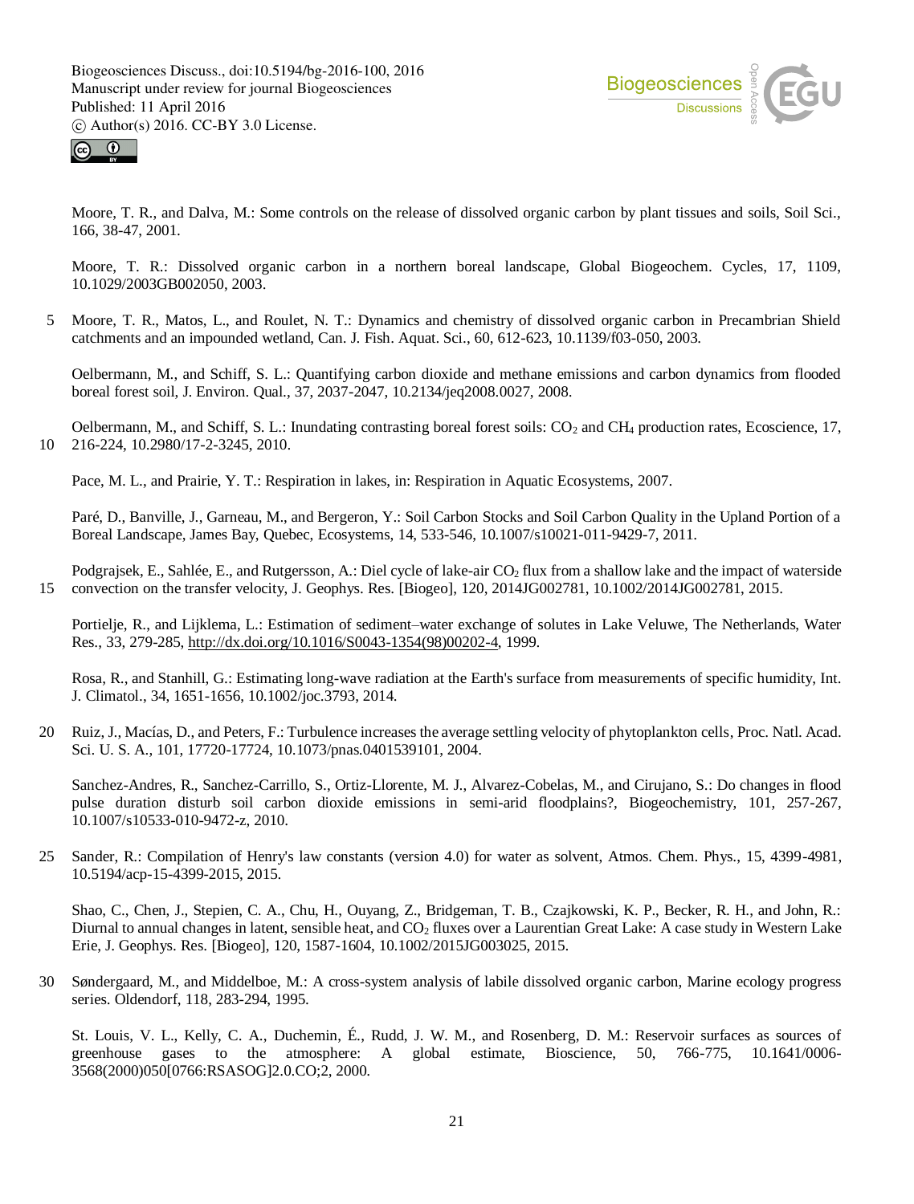Moore, T. R., and Dalva, M.: Some controls on the release of dissolved organic carbon by plant tissues and soils, Soil Sci., 166, 38-47, 2001.

Moore, T. R.: Dissolved organic carbon in a northern boreal landscape, Global Biogeochem. Cycles, 17, 1109, 10.1029/2003GB002050, 2003.

Moore, T. R., Matos, L., and Roulet, N. T.: Dynamics and chemistry of dissolved organic carbon in Precambrian Shield catchments and an impounded wetland, Can. J. Fish. Aquat. Sci., 60, 612-623, 10.1139/f03-050, 2003.

Oelbermann, M., and Schiff, S. L.: Quantifying carbon dioxide and methane emissions and carbon dynamics from flooded boreal forest soil, J. Environ. Qual., 37, 2037-2047, 10.2134/jeq2008.0027, 2008.

Oelbermann, M., and Schiff, S. L.: Inundating contrasting boreal forest soils: $CO_2$ and $CH_4$ production rates, Ecoscience, 17, 216-224, 10.2980/17-2-3245, 2010.

Pace, M. L., and Prairie, Y. T.: Respiration in lakes, in: Respiration in Aquatic Ecosystems, 2007.

Paré, D., Banville, J., Garneau, M., and Bergeron, Y.: Soil Carbon Stocks and Soil Carbon Quality in the Upland Portion of a Boreal Landscape, James Bay, Quebec, Ecosystems, 14, 533-546, 10.1007/s10021-011-9429-7, 2011.

Podgrajsek, E., Sahlée, E., and Rutgersson, A.: Diel cycle of lake-air $CO_2$ flux from a shallow lake and the impact of waterside convection on the transfer velocity, J. Geophys. Res. [Biogeo], 120, 2014JG002781, 10.1002/2014JG002781, 2015.

Portielje, R., and Lijklema, L.: Estimation of sediment–water exchange of solutes in Lake Veluwe, The Netherlands, Water Res., 33, 279-285, http://dx.doi.org/10.1016/S0043-1354(98)00202-4, 1999.

Rosa, R., and Stanhill, G.: Estimating long-wave radiation at the Earth's surface from measurements of specific humidity, Int. J. Climatol., 34, 1651-1656, 10.1002/joc.3793, 2014.

Ruiz, J., Macías, D., and Peters, F.: Turbulence increases the average settling velocity of phytoplankton cells, Proc. Natl. Acad. Sci. U. S. A., 101, 17720-17724, 10.1073/pnas.0401539101, 2004.

Sanchez-Andres, R., Sanchez-Carrillo, S., Ortiz-Llorente, M. J., Alvarez-Cobelas, M., and Cirujano, S.: Do changes in flood pulse duration disturb soil carbon dioxide emissions in semi-arid floodplains?, Biogeochemistry, 101, 257-267, 10.1007/s10533-010-9472-z, 2010.

Sander, R.: Compilation of Henry's law constants (version 4.0) for water as solvent, Atmos. Chem. Phys., 15, 4399-4981, 10.5194/acp-15-4399-2015, 2015.

Shao, C., Chen, J., Stepien, C. A., Chu, H., Ouyang, Z., Bridgeman, T. B., Czajkowski, K. P., Becker, R. H., and John, R.: Diurnal to annual changes in latent, sensible heat, and $CO_2$ fluxes over a Laurentian Great Lake: A case study in Western Lake Erie, J. Geophys. Res. [Biogeo], 120, 1587-1604, 10.1002/2015JG003025, 2015.

Søndergaard, M., and Middelboe, M.: A cross-system analysis of labile dissolved organic carbon, Marine ecology progress series. Oldendorf, 118, 283-294, 1995.

St. Louis, V. L., Kelly, C. A., Duchemin, É., Rudd, J. W. M., and Rosenberg, D. M.: Reservoir surfaces as sources of greenhouse gases to the atmosphere: A global estimate, Bioscience, 50, 766-775, 10.1641/0006-3568(2000)050[0766:RSASOG]2.0.CO;2, 2000.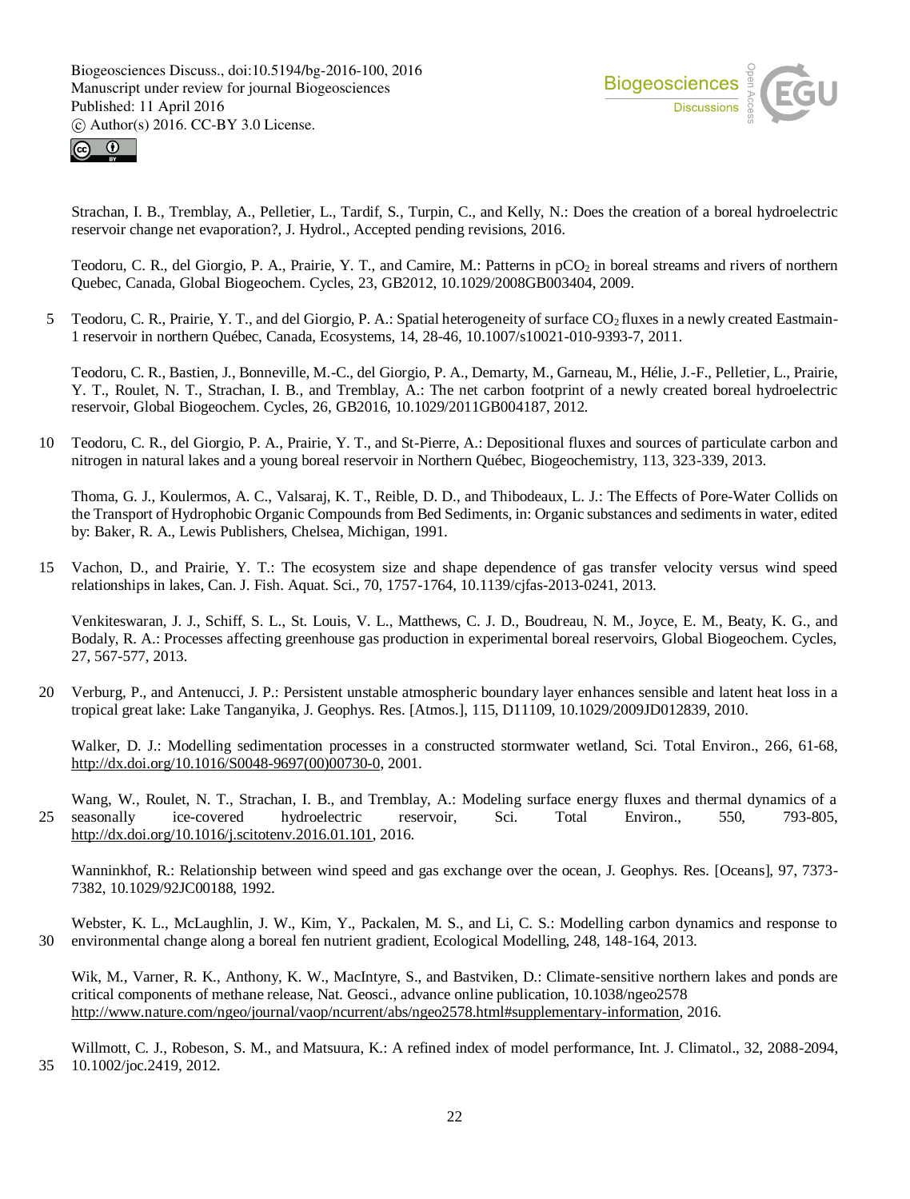Strachan, I. B., Tremblay, A., Pelletier, L., Tardif, S., Turpin, C., and Kelly, N.: Does the creation of a boreal hydroelectric reservoir change net evaporation?, J. Hydrol., Accepted pending revisions, 2016.

Teodoru, C. R., del Giorgio, P. A., Prairie, Y. T., and Camire, M.: Patterns in $pCO_2$ in boreal streams and rivers of northern Quebec, Canada, Global Biogeochem. Cycles, 23, GB2012, 10.1029/2008GB003404, 2009.

Teodoru, C. R., Prairie, Y. T., and del Giorgio, P. A.: Spatial heterogeneity of surface $CO_2$ fluxes in a newly created Eastmain-1 reservoir in northern Québec, Canada, Ecosystems, 14, 28-46, 10.1007/s10021-010-9393-7, 2011.

Teodoru, C. R., Bastien, J., Bonneville, M.-C., del Giorgio, P. A., Demarty, M., Garneau, M., Hélie, J.-F., Pelletier, L., Prairie, Y. T., Roulet, N. T., Strachan, I. B., and Tremblay, A.: The net carbon footprint of a newly created boreal hydroelectric reservoir, Global Biogeochem. Cycles, 26, GB2016, 10.1029/2011GB004187, 2012.

Teodoru, C. R., del Giorgio, P. A., Prairie, Y. T., and St-Pierre, A.: Depositional fluxes and sources of particulate carbon and nitrogen in natural lakes and a young boreal reservoir in Northern Québec, Biogeochemistry, 113, 323-339, 2013.

Thoma, G. J., Koulermos, A. C., Valsaraj, K. T., Reible, D. D., and Thibodeaux, L. J.: The Effects of Pore-Water Collids on the Transport of Hydrophobic Organic Compounds from Bed Sediments, in: Organic substances and sediments in water, edited by: Baker, R. A., Lewis Publishers, Chelsea, Michigan, 1991.

Vachon, D., and Prairie, Y. T.: The ecosystem size and shape dependence of gas transfer velocity versus wind speed relationships in lakes, Can. J. Fish. Aquat. Sci., 70, 1757-1764, 10.1139/cjfas-2013-0241, 2013.

Venkiteswaran, J. J., Schiff, S. L., St. Louis, V. L., Matthews, C. J. D., Boudreau, N. M., Joyce, E. M., Beaty, K. G., and Bodaly, R. A.: Processes affecting greenhouse gas production in experimental boreal reservoirs, Global Biogeochem. Cycles, 27, 567-577, 2013.

Verburg, P., and Antenucci, J. P.: Persistent unstable atmospheric boundary layer enhances sensible and latent heat loss in a tropical great lake: Lake Tanganyika, J. Geophys. Res. [Atmos.], 115, D11109, 10.1029/2009JD012839, 2010.

Walker, D. J.: Modelling sedimentation processes in a constructed stormwater wetland, Sci. Total Environ., 266, 61-68, http://dx.doi.org/10.1016/S0048-9697(00)00730-0, 2001.

Wang, W., Roulet, N. T., Strachan, I. B., and Tremblay, A.: Modeling surface energy fluxes and thermal dynamics of a seasonally ice-covered hydroelectric reservoir, Sci. Total Environ., 550, 793-805, http://dx.doi.org/10.1016/j.scitotenv.2016.01.101, 2016.

Wanninkhof, R.: Relationship between wind speed and gas exchange over the ocean, J. Geophys. Res. [Oceans], 97, 7373-7382, 10.1029/92JC00188, 1992.

Webster, K. L., McLaughlin, J. W., Kim, Y., Packalen, M. S., and Li, C. S.: Modelling carbon dynamics and response to environmental change along a boreal fen nutrient gradient, Ecological Modelling, 248, 148-164, 2013.

Wik, M., Varner, R. K., Anthony, K. W., MacIntyre, S., and Bastviken, D.: Climate-sensitive northern lakes and ponds are critical components of methane release, Nat. Geosci., advance online publication, 10.1038/ngeo2578 http://www.nature.com/ngeo/journal/vaop/ncurrent/abs/ngeo2578.html#supplementary-information, 2016.

Willmott, C. J., Robeson, S. M., and Matsuura, K.: A refined index of model performance, Int. J. Climatol., 32, 2088-2094, 10.1002/joc.2419, 2012.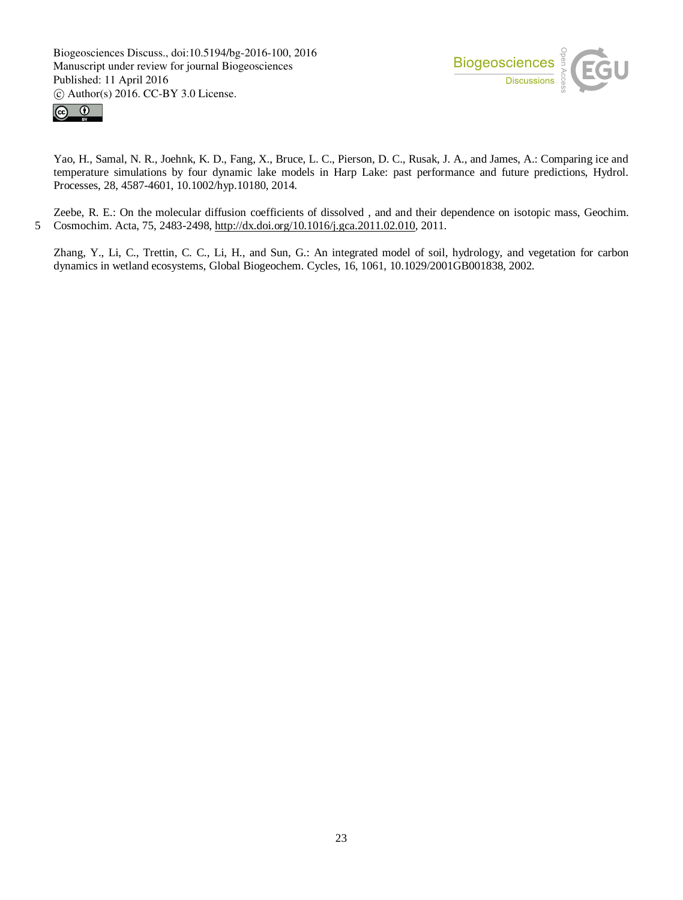Yao, H., Samal, N. R., Joehnk, K. D., Fang, X., Bruce, L. C., Pierson, D. C., Rusak, J. A., and James, A.: Comparing ice and temperature simulations by four dynamic lake models in Harp Lake: past performance and future predictions, Hydrol. Processes, 28, 4587-4601, 10.1002/hyp.10180, 2014.

Zeebe, R. E.: On the molecular diffusion coefficients of dissolved , and and their dependence on isotopic mass, Geochim. Cosmochim. Acta, 75, 2483-2498, http://dx.doi.org/10.1016/j.gca.2011.02.010, 2011.

Zhang, Y., Li, C., Trettin, C. C., Li, H., and Sun, G.: An integrated model of soil, hydrology, and vegetation for carbon dynamics in wetland ecosystems, Global Biogeochem. Cycles, 16, 1061, 10.1029/2001GB001838, 2002.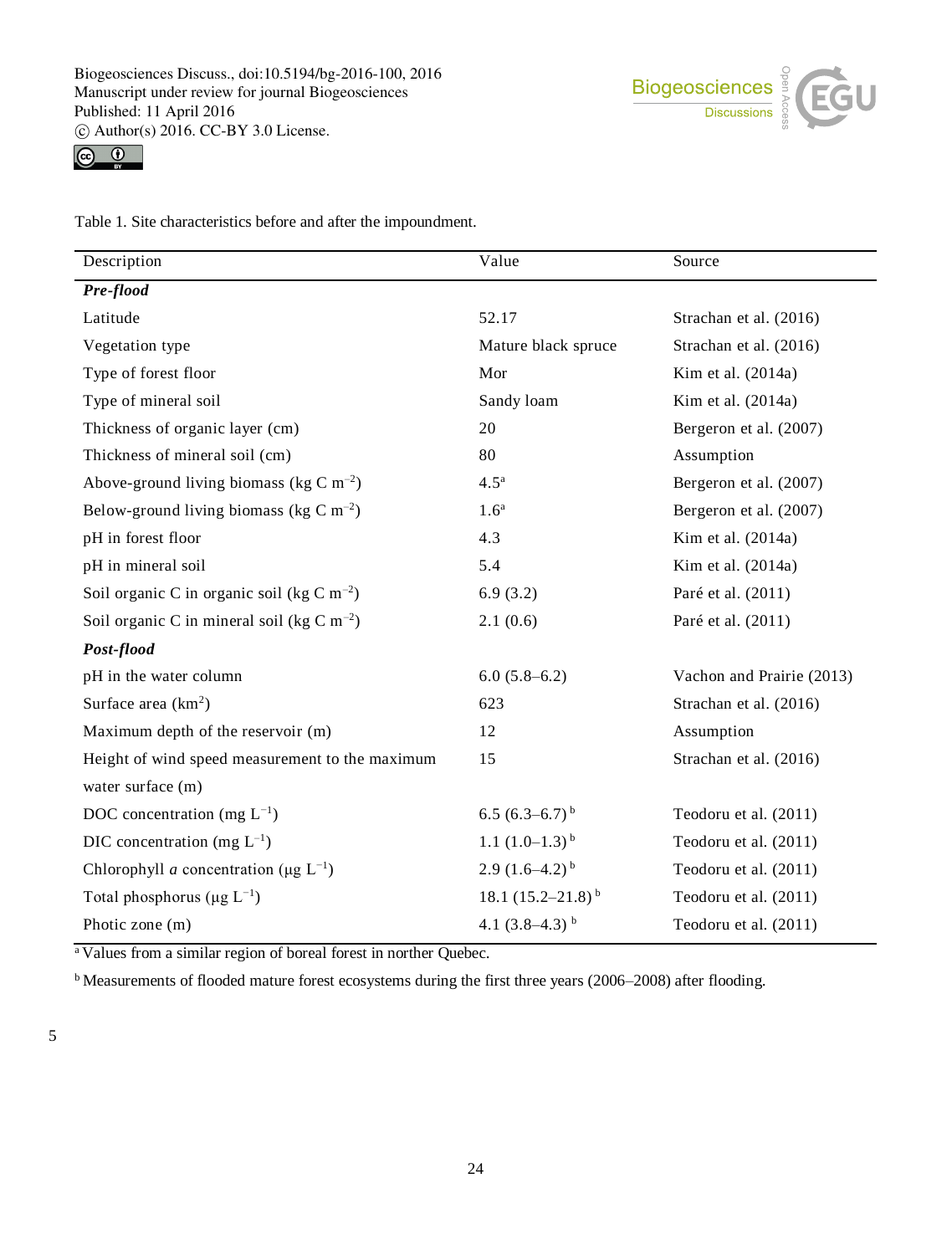Table 1. Site characteristics before and after the impoundment.

| Description | Value | Source |
|---|---|---|
| ***Pre-flood*** | | |
| Latitude | 52.17 | Strachan et al. (2016) |
| Vegetation type | Mature black spruce | Strachan et al. (2016) |
| Type of forest floor | Mor | Kim et al. (2014a) |
| Type of mineral soil | Sandy loam | Kim et al. (2014a) |
| Thickness of organic layer (cm) | 20 | Bergeron et al. (2007) |
| Thickness of mineral soil (cm) | 80 | Assumption |
| Above-ground living biomass (kg C $m^{-2}$) | 4.5[a] | Bergeron et al. (2007) |
| Below-ground living biomass (kg C $m^{-2}$) | 1.6[a] | Bergeron et al. (2007) |
| pH in forest floor | 4.3 | Kim et al. (2014a) |
| pH in mineral soil | 5.4 | Kim et al. (2014a) |
| Soil organic C in organic soil (kg C $m^{-2}$) | 6.9 (3.2) | Paré et al. (2011) |
| Soil organic C in mineral soil (kg C $m^{-2}$) | 2.1 (0.6) | Paré et al. (2011) |
| ***Post-flood*** | | |
| pH in the water column | 6.0 (5.8–6.2) | Vachon and Prairie (2013) |
| Surface area ($km^2$) | 623 | Strachan et al. (2016) |
| Maximum depth of the reservoir (m) | 12 | Assumption |
| Height of wind speed measurement to the maximum water surface (m) | 15 | Strachan et al. (2016) |
| DOC concentration (mg $L^{-1}$) | 6.5 (6.3–6.7)[b] | Teodoru et al. (2011) |
| DIC concentration (mg $L^{-1}$) | 1.1 (1.0–1.3)[b] | Teodoru et al. (2011) |
| Chlorophyll *a* concentration (μg $L^{-1}$) | 2.9 (1.6–4.2)[b] | Teodoru et al. (2011) |
| Total phosphorus (μg $L^{-1}$) | 18.1 (15.2–21.8)[b] | Teodoru et al. (2011) |
| Photic zone (m) | 4.1 (3.8–4.3)[b] | Teodoru et al. (2011) |

[a] Values from a similar region of boreal forest in norther Quebec.

[b] Measurements of flooded mature forest ecosystems during the first three years (2006–2008) after flooding.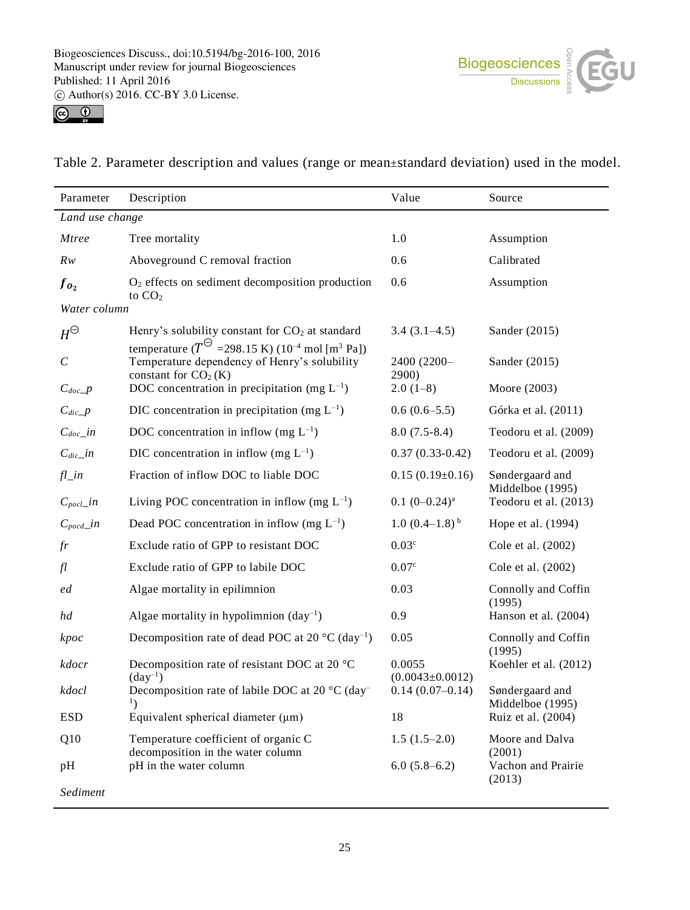Table 2. Parameter description and values (range or mean±standard deviation) used in the model.

| Parameter | Description | Value | Source |
|---|---|---|---|
| *Land use change* | | | |
| *Mtree* | Tree mortality | 1.0 | Assumption |
| *Rw* | Aboveground C removal fraction | 0.6 | Calibrated |
| $f_{O_2}$ | $O_2$ effects on sediment decomposition production to $CO_2$ | 0.6 | Assumption |
| *Water column* | | | |
| $H^{\ominus}$ | Henry's solubility constant for $CO_2$ at standard temperature ($T^{\ominus}$ =298.15 K) ($10^{-4}$ mol [m$^3$ Pa]) | 3.4 (3.1–4.5) | Sander (2015) |
| *C* | Temperature dependency of Henry's solubility constant for $CO_2$ (K) | 2400 (2200–2900) | Sander (2015) |
| $C_{doc}\_p$ | DOC concentration in precipitation (mg $L^{-1}$) | 2.0 (1–8) | Moore (2003) |
| $C_{dic}\_p$ | DIC concentration in precipitation (mg $L^{-1}$) | 0.6 (0.6–5.5) | Górka et al. (2011) |
| $C_{doc}\_in$ | DOC concentration in inflow (mg $L^{-1}$) | 8.0 (7.5-8.4) | Teodoru et al. (2009) |
| $C_{dic}\_in$ | DIC concentration in inflow (mg $L^{-1}$) | 0.37 (0.33-0.42) | Teodoru et al. (2009) |
| *fl_in* | Fraction of inflow DOC to liable DOC | 0.15 (0.19±0.16) | Søndergaard and Middelboe (1995) |
| $C_{pocl}\_in$ | Living POC concentration in inflow (mg $L^{-1}$) | 0.1 (0–0.24)[a] | Teodoru et al. (2013) |
| $C_{pocd}\_in$ | Dead POC concentration in inflow (mg $L^{-1}$) | 1.0 (0.4–1.8)[b] | Hope et al. (1994) |
| *fr* | Exclude ratio of GPP to resistant DOC | 0.03[c] | Cole et al. (2002) |
| *fl* | Exclude ratio of GPP to labile DOC | 0.07[c] | Cole et al. (2002) |
| *ed* | Algae mortality in epilimnion | 0.03 | Connolly and Coffin (1995) |
| *hd* | Algae mortality in hypolimnion (day$^{-1}$) | 0.9 | Hanson et al. (2004) |
| *kpoc* | Decomposition rate of dead POC at 20 °C (day$^{-1}$) | 0.05 | Connolly and Coffin (1995) |
| *kdocr* | Decomposition rate of resistant DOC at 20 °C (day$^{-1}$) | 0.0055 (0.0043±0.0012) | Koehler et al. (2012) |
| *kdocl* | Decomposition rate of labile DOC at 20 °C (day$^{-1}$) | 0.14 (0.07–0.14) | Søndergaard and Middelboe (1995) |
| ESD | Equivalent spherical diameter (µm) | 18 | Ruiz et al. (2004) |
| Q10 | Temperature coefficient of organic C decomposition in the water column | 1.5 (1.5–2.0) | Moore and Dalva (2001) |
| pH | pH in the water column | 6.0 (5.8–6.2) | Vachon and Prairie (2013) |
| *Sediment* | | | |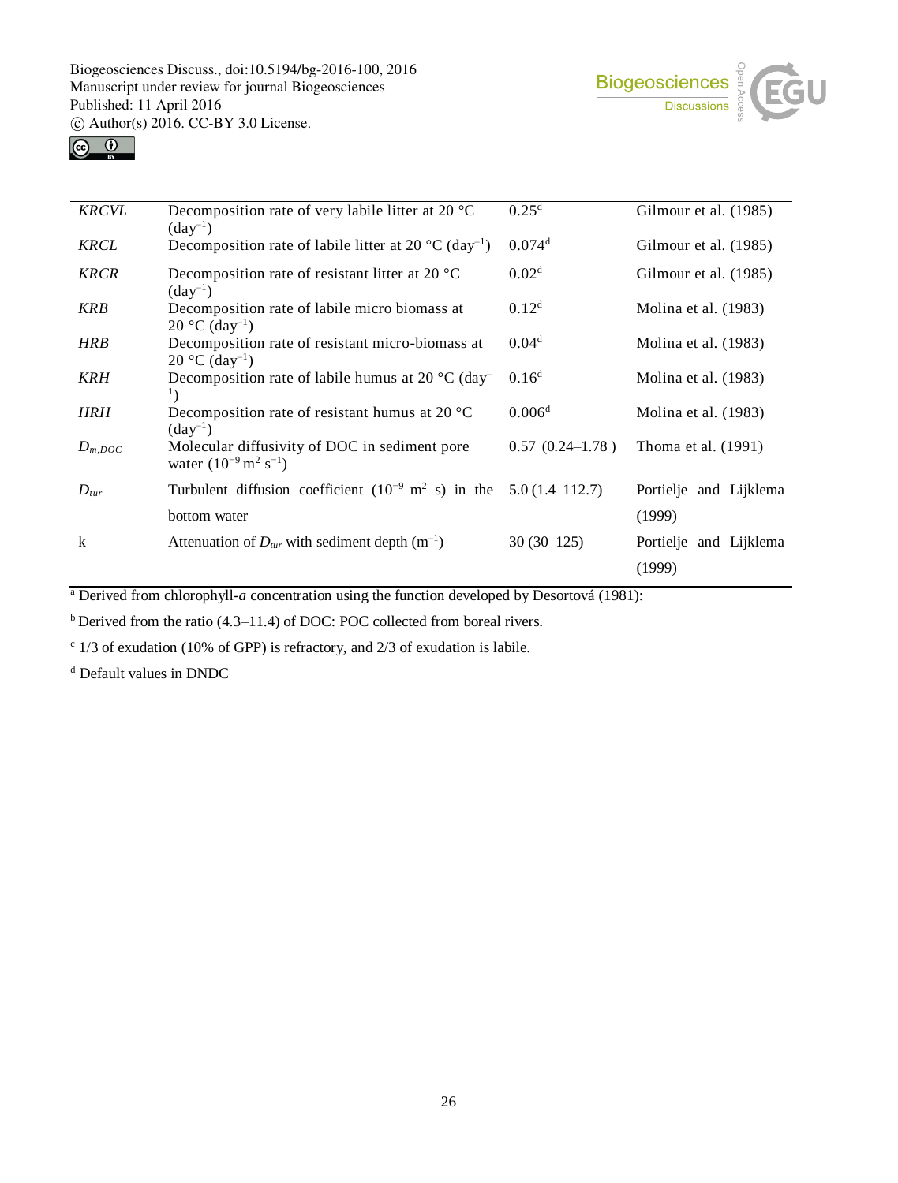| | | | |
|---|---|---|---|
| *KRCVL* | Decomposition rate of very labile litter at 20 °C ($day^{-1}$) | 0.25[d] | Gilmour et al. (1985) |
| *KRCL* | Decomposition rate of labile litter at 20 °C ($day^{-1}$) | 0.074[d] | Gilmour et al. (1985) |
| *KRCR* | Decomposition rate of resistant litter at 20 °C ($day^{-1}$) | 0.02[d] | Gilmour et al. (1985) |
| *KRB* | Decomposition rate of labile micro biomass at 20 °C ($day^{-1}$) | 0.12[d] | Molina et al. (1983) |
| *HRB* | Decomposition rate of resistant micro-biomass at 20 °C ($day^{-1}$) | 0.04[d] | Molina et al. (1983) |
| *KRH* | Decomposition rate of labile humus at 20 °C ($day^{-1}$) | 0.16[d] | Molina et al. (1983) |
| *HRH* | Decomposition rate of resistant humus at 20 °C ($day^{-1}$) | 0.006[d] | Molina et al. (1983) |
| $D_{m,DOC}$ | Molecular diffusivity of DOC in sediment pore water ($10^{-9}$ $m^2$ $s^{-1}$) | 0.57 (0.24–1.78 ) | Thoma et al. (1991) |
| $D_{tur}$ | Turbulent diffusion coefficient ($10^{-9}$ $m^2$ s) in the bottom water | 5.0 (1.4–112.7) | Portielje and Lijklema (1999) |
| k | Attenuation of $D_{tur}$ with sediment depth ($m^{-1}$) | 30 (30–125) | Portielje and Lijklema (1999) |

[a] Derived from chlorophyll-*a* concentration using the function developed by Desortová (1981):

[b] Derived from the ratio (4.3–11.4) of DOC: POC collected from boreal rivers.

[c] 1/3 of exudation (10% of GPP) is refractory, and 2/3 of exudation is labile.

[d] Default values in DNDC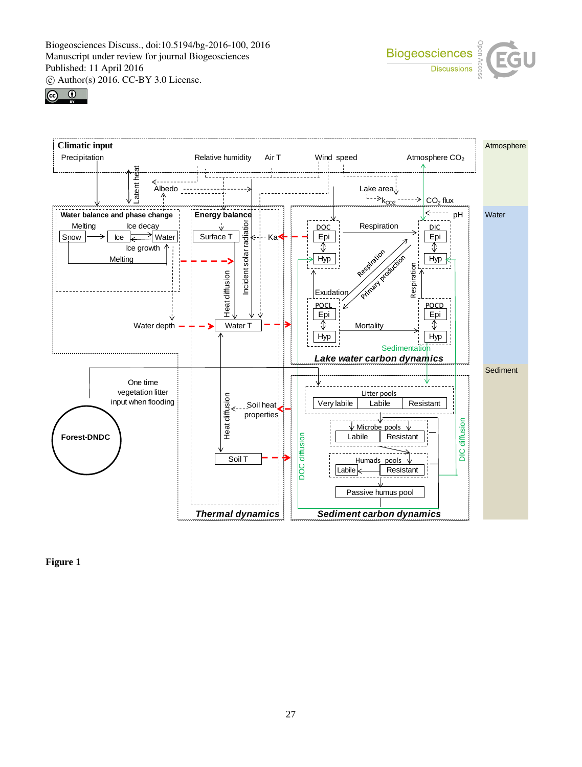Figure 1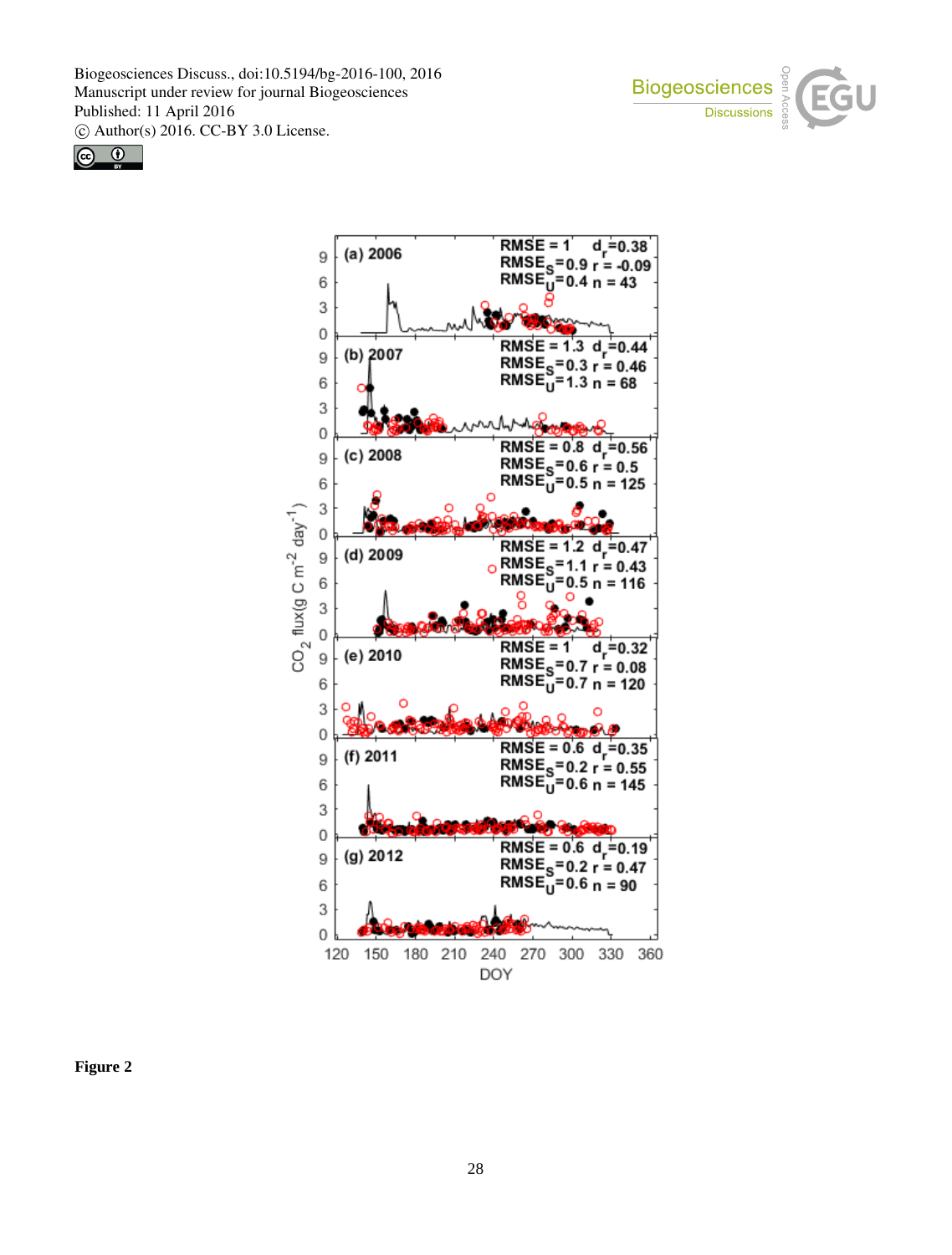**Figure 2**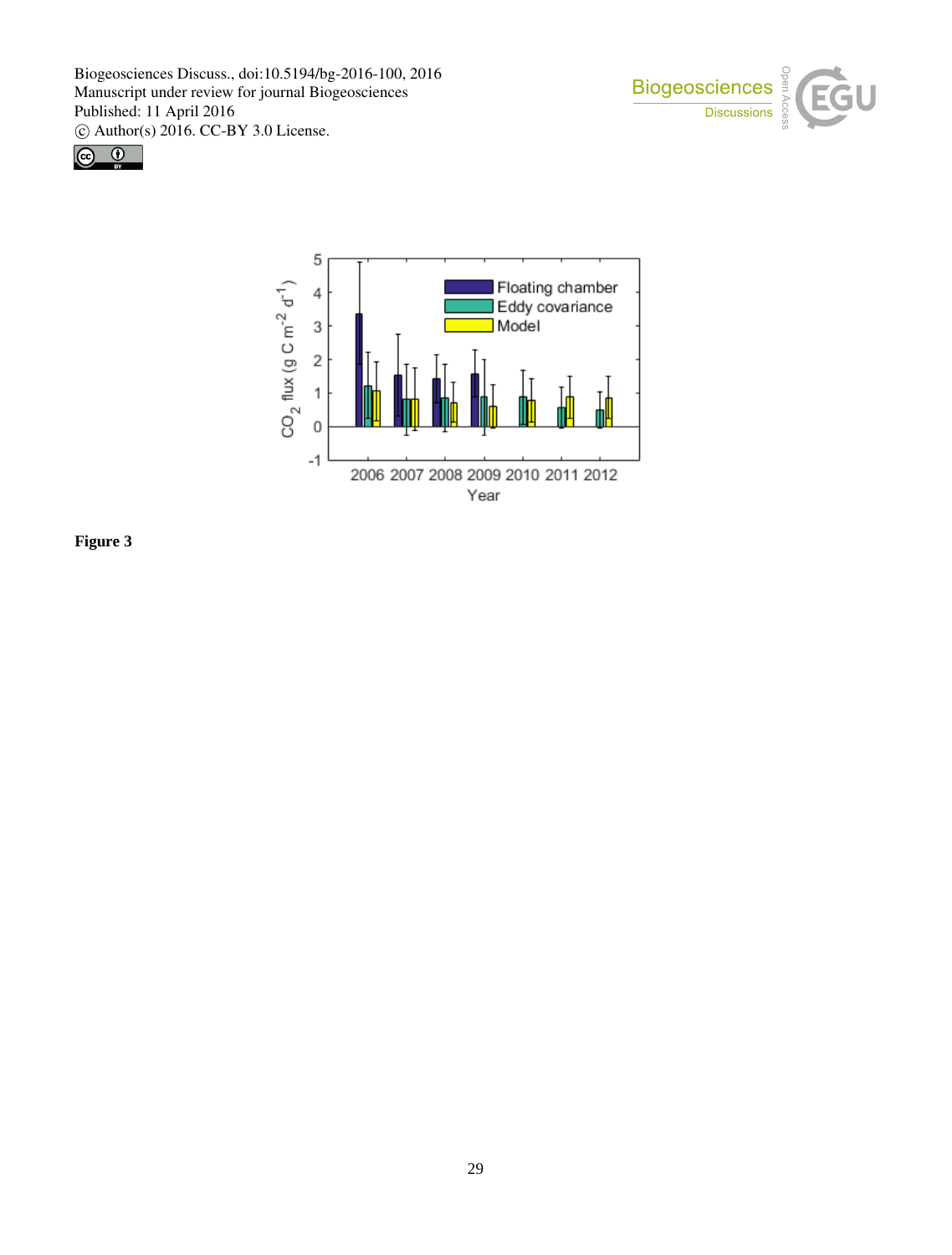Figure 3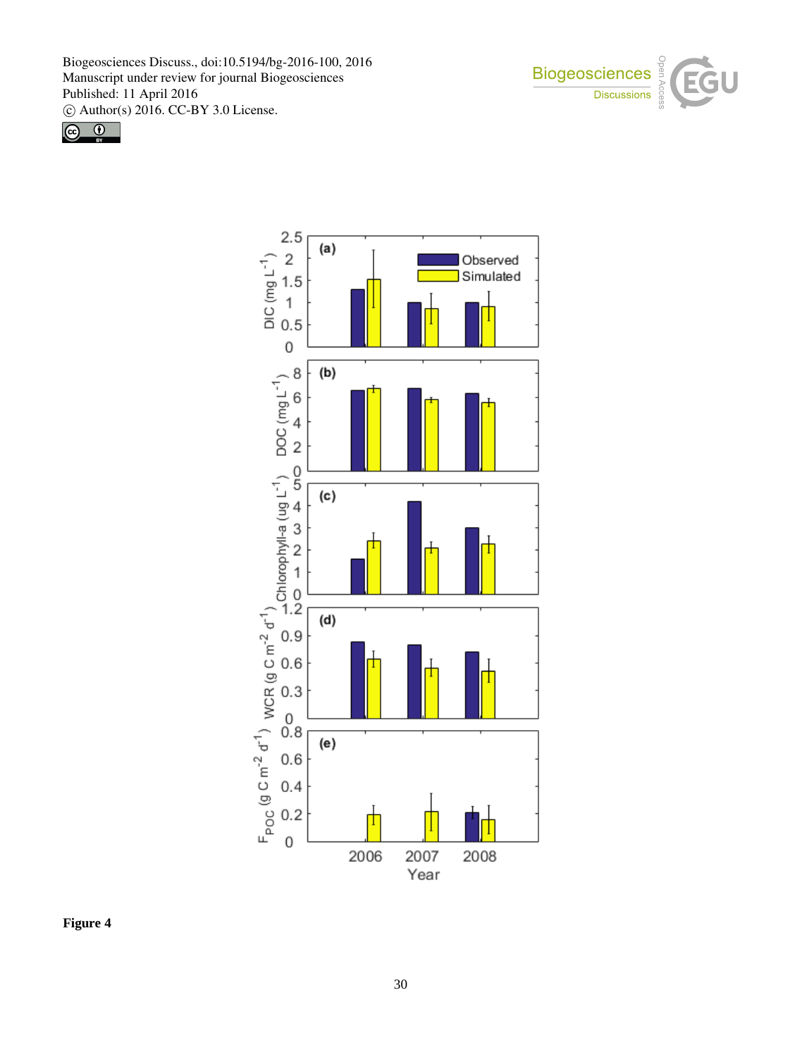Figure 4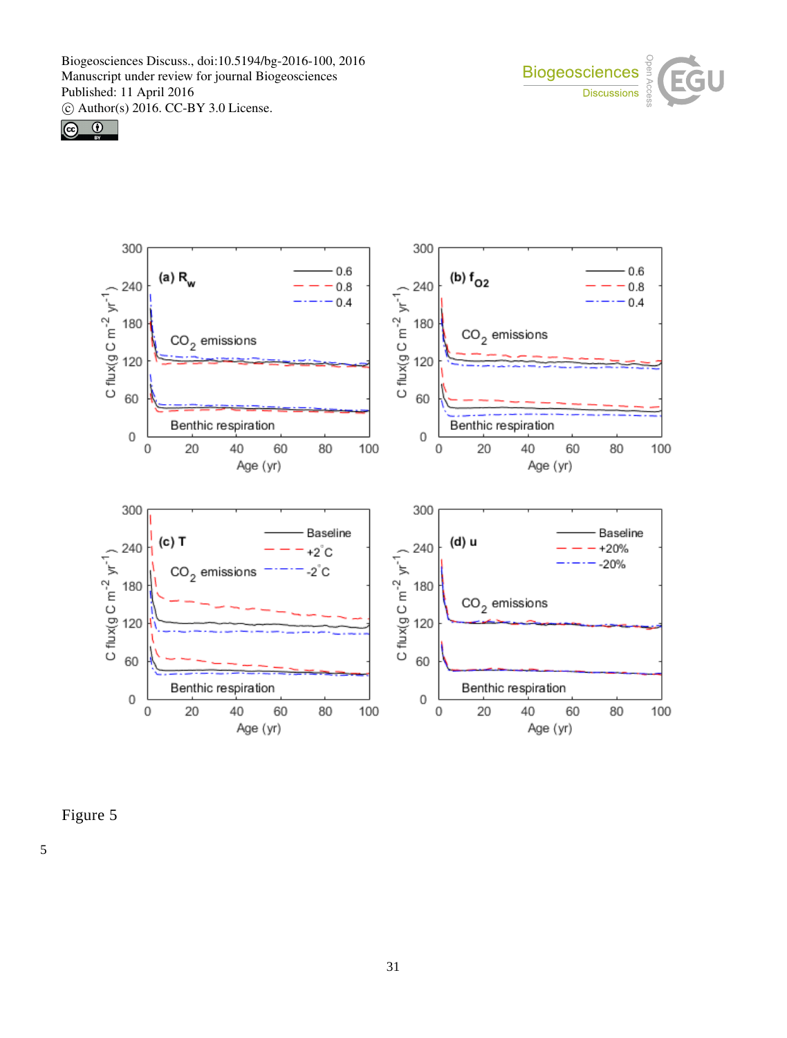Figure 5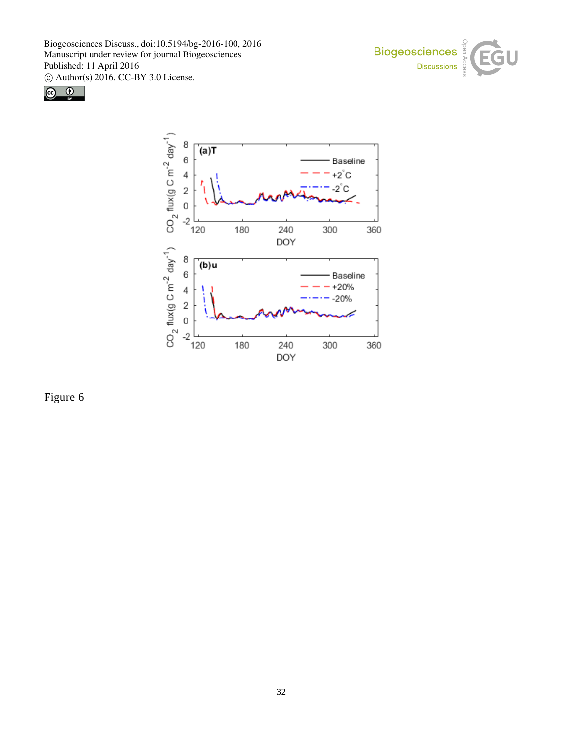Figure 6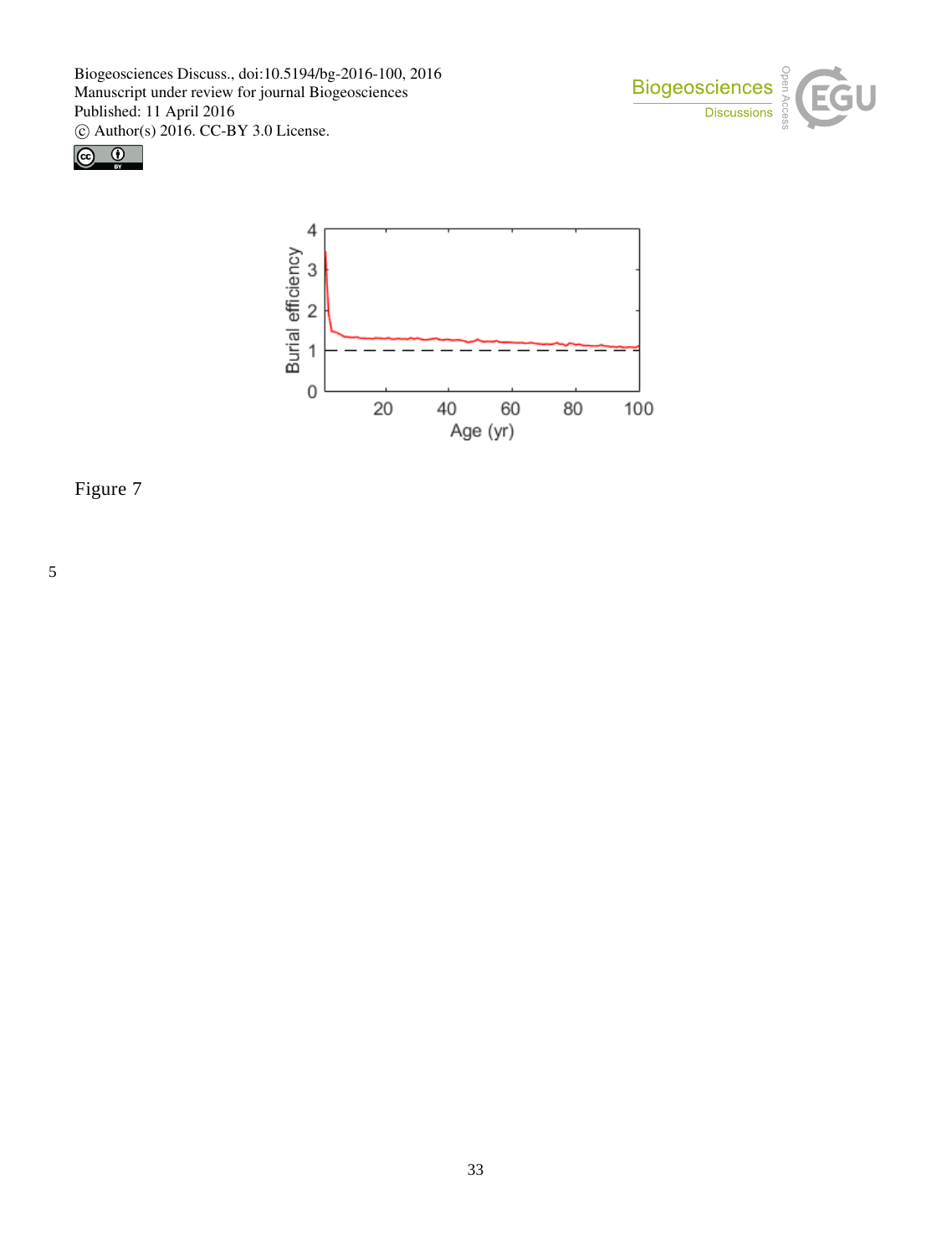Burial efficiency

4
3
2
1
0

20
40
60
80
100

Age (yr)

Figure 7